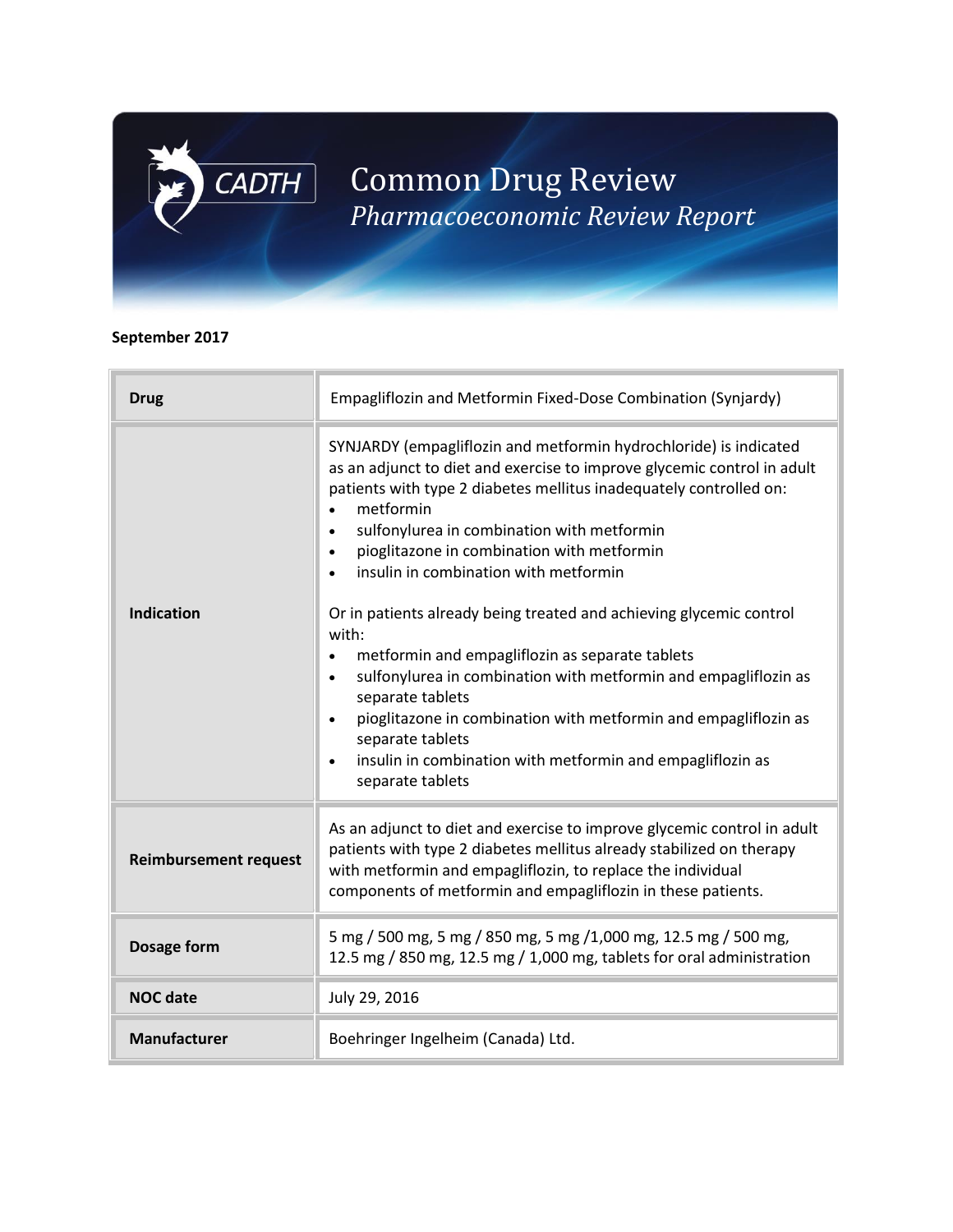# CADTH Common Drug Review

## *Pharmacoeconomic Review Report*

**September 2017**

| | |
|---|---|
| **Drug** | Empagliflozin and Metformin Fixed-Dose Combination (Synjardy) |
| **Indication** | SYNJARDY (empagliflozin and metformin hydrochloride) is indicated as an adjunct to diet and exercise to improve glycemic control in adult patients with type 2 diabetes mellitus inadequately controlled on:<br>• metformin<br>• sulfonylurea in combination with metformin<br>• pioglitazone in combination with metformin<br>• insulin in combination with metformin<br><br>Or in patients already being treated and achieving glycemic control with:<br>• metformin and empagliflozin as separate tablets<br>• sulfonylurea in combination with metformin and empagliflozin as separate tablets<br>• pioglitazone in combination with metformin and empagliflozin as separate tablets<br>• insulin in combination with metformin and empagliflozin as separate tablets |
| **Reimbursement request** | As an adjunct to diet and exercise to improve glycemic control in adult patients with type 2 diabetes mellitus already stabilized on therapy with metformin and empagliflozin, to replace the individual components of metformin and empagliflozin in these patients. |
| **Dosage form** | 5 mg / 500 mg, 5 mg / 850 mg, 5 mg /1,000 mg, 12.5 mg / 500 mg, 12.5 mg / 850 mg, 12.5 mg / 1,000 mg, tablets for oral administration |
| **NOC date** | July 29, 2016 |
| **Manufacturer** | Boehringer Ingelheim (Canada) Ltd. |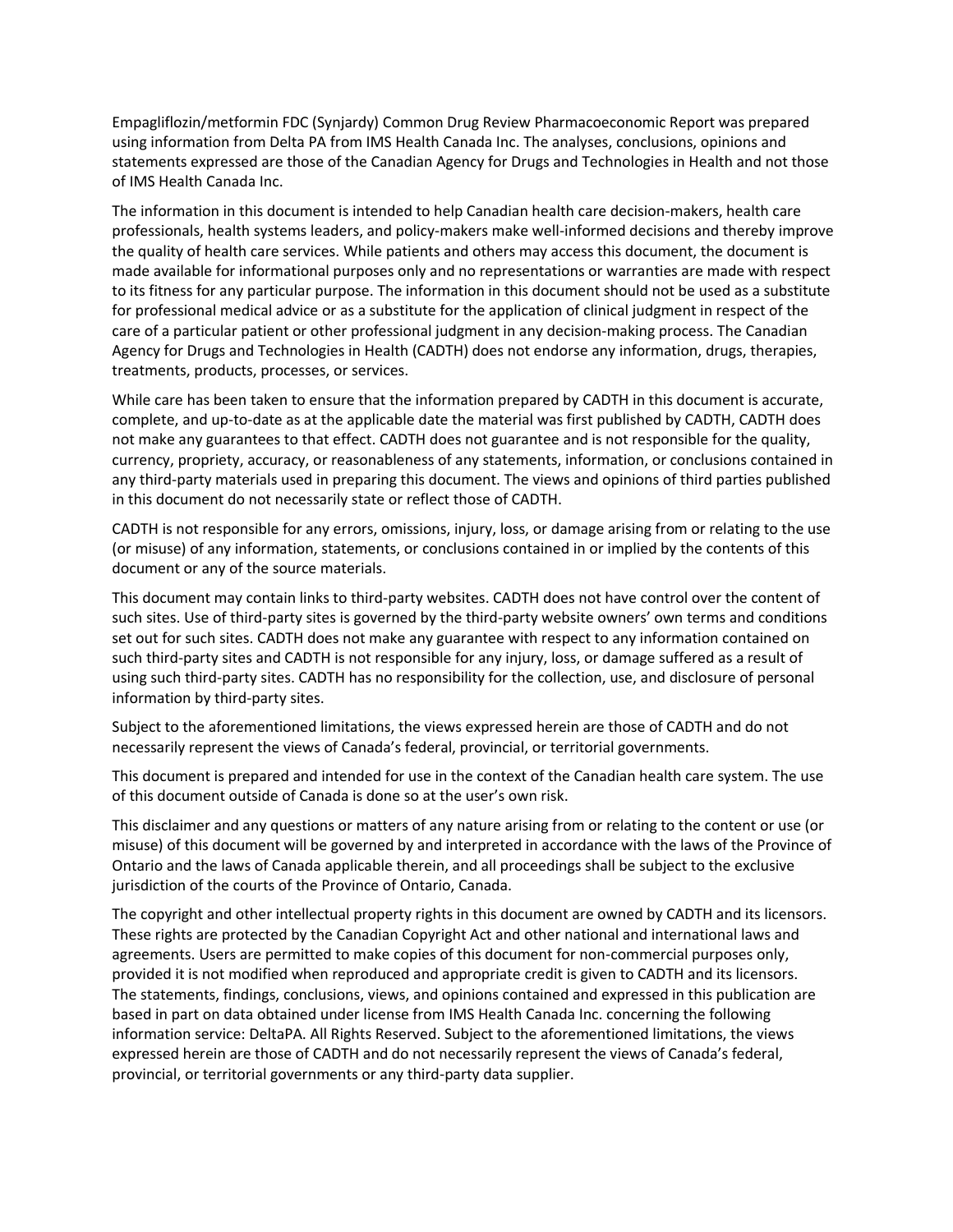Empagliflozin/metformin FDC (Synjardy) Common Drug Review Pharmacoeconomic Report was prepared using information from Delta PA from IMS Health Canada Inc. The analyses, conclusions, opinions and statements expressed are those of the Canadian Agency for Drugs and Technologies in Health and not those of IMS Health Canada Inc.

The information in this document is intended to help Canadian health care decision-makers, health care professionals, health systems leaders, and policy-makers make well-informed decisions and thereby improve the quality of health care services. While patients and others may access this document, the document is made available for informational purposes only and no representations or warranties are made with respect to its fitness for any particular purpose. The information in this document should not be used as a substitute for professional medical advice or as a substitute for the application of clinical judgment in respect of the care of a particular patient or other professional judgment in any decision-making process. The Canadian Agency for Drugs and Technologies in Health (CADTH) does not endorse any information, drugs, therapies, treatments, products, processes, or services.

While care has been taken to ensure that the information prepared by CADTH in this document is accurate, complete, and up-to-date as at the applicable date the material was first published by CADTH, CADTH does not make any guarantees to that effect. CADTH does not guarantee and is not responsible for the quality, currency, propriety, accuracy, or reasonableness of any statements, information, or conclusions contained in any third-party materials used in preparing this document. The views and opinions of third parties published in this document do not necessarily state or reflect those of CADTH.

CADTH is not responsible for any errors, omissions, injury, loss, or damage arising from or relating to the use (or misuse) of any information, statements, or conclusions contained in or implied by the contents of this document or any of the source materials.

This document may contain links to third-party websites. CADTH does not have control over the content of such sites. Use of third-party sites is governed by the third-party website owners' own terms and conditions set out for such sites. CADTH does not make any guarantee with respect to any information contained on such third-party sites and CADTH is not responsible for any injury, loss, or damage suffered as a result of using such third-party sites. CADTH has no responsibility for the collection, use, and disclosure of personal information by third-party sites.

Subject to the aforementioned limitations, the views expressed herein are those of CADTH and do not necessarily represent the views of Canada's federal, provincial, or territorial governments.

This document is prepared and intended for use in the context of the Canadian health care system. The use of this document outside of Canada is done so at the user's own risk.

This disclaimer and any questions or matters of any nature arising from or relating to the content or use (or misuse) of this document will be governed by and interpreted in accordance with the laws of the Province of Ontario and the laws of Canada applicable therein, and all proceedings shall be subject to the exclusive jurisdiction of the courts of the Province of Ontario, Canada.

The copyright and other intellectual property rights in this document are owned by CADTH and its licensors. These rights are protected by the Canadian Copyright Act and other national and international laws and agreements. Users are permitted to make copies of this document for non-commercial purposes only, provided it is not modified when reproduced and appropriate credit is given to CADTH and its licensors. The statements, findings, conclusions, views, and opinions contained and expressed in this publication are based in part on data obtained under license from IMS Health Canada Inc. concerning the following information service: DeltaPA. All Rights Reserved. Subject to the aforementioned limitations, the views expressed herein are those of CADTH and do not necessarily represent the views of Canada's federal, provincial, or territorial governments or any third-party data supplier.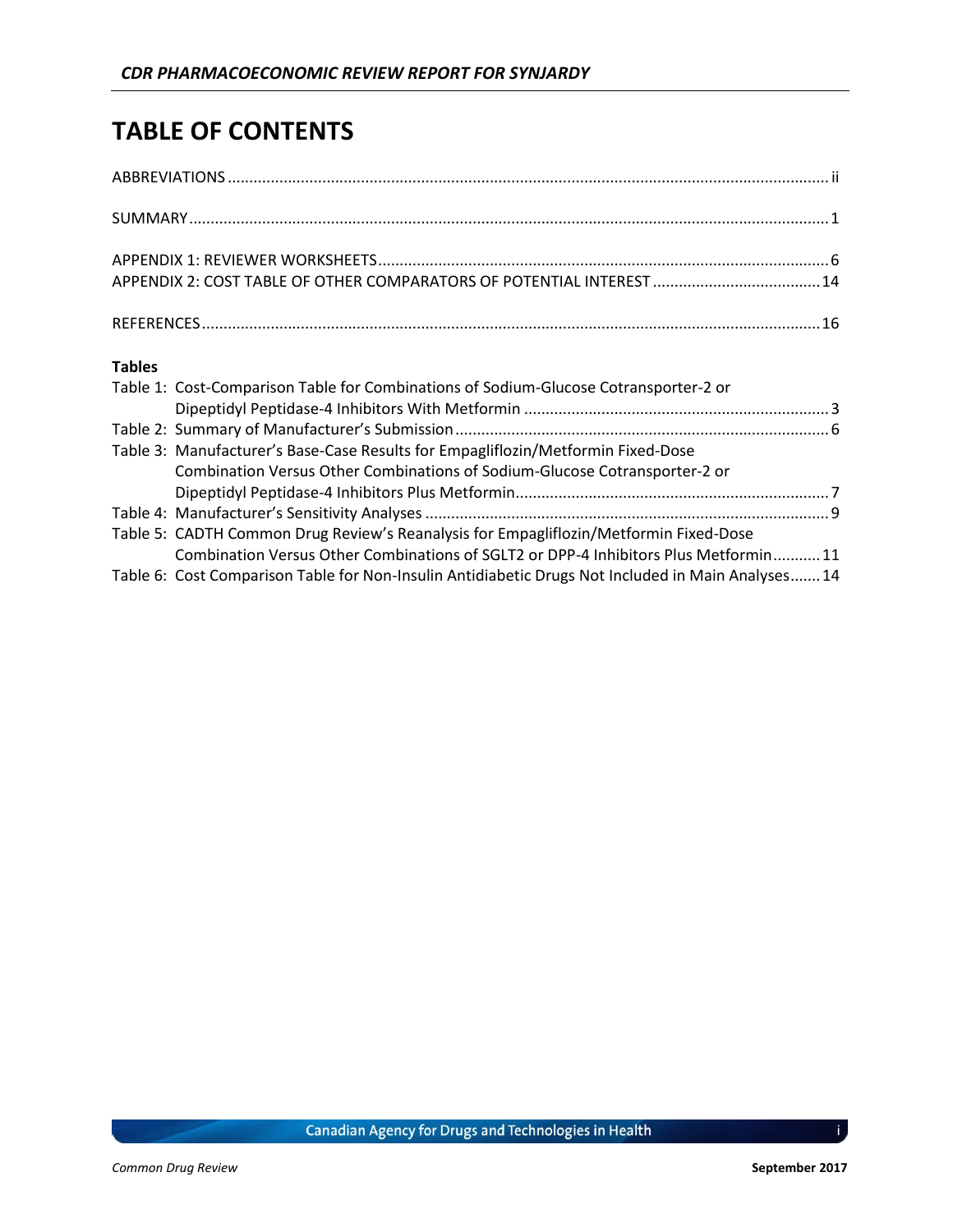# TABLE OF CONTENTS

ABBREVIATIONS ........................................................................................................................................ ii

SUMMARY ................................................................................................................................................. 1

APPENDIX 1: REVIEWER WORKSHEETS ....................................................................................................... 6
APPENDIX 2: COST TABLE OF OTHER COMPARATORS OF POTENTIAL INTEREST ...................................... 14

REFERENCES ............................................................................................................................................ 16

**Tables**

Table 1: Cost-Comparison Table for Combinations of Sodium-Glucose Cotransporter-2 or Dipeptidyl Peptidase-4 Inhibitors With Metformin ..................................................................... 3
Table 2: Summary of Manufacturer's Submission ...................................................................................... 6
Table 3: Manufacturer's Base-Case Results for Empagliflozin/Metformin Fixed-Dose Combination Versus Other Combinations of Sodium-Glucose Cotransporter-2 or Dipeptidyl Peptidase-4 Inhibitors Plus Metformin ........................................................................ 7
Table 4: Manufacturer's Sensitivity Analyses ............................................................................................ 9
Table 5: CADTH Common Drug Review's Reanalysis for Empagliflozin/Metformin Fixed-Dose Combination Versus Other Combinations of SGLT2 or DPP-4 Inhibitors Plus Metformin ........... 11
Table 6: Cost Comparison Table for Non-Insulin Antidiabetic Drugs Not Included in Main Analyses ....... 14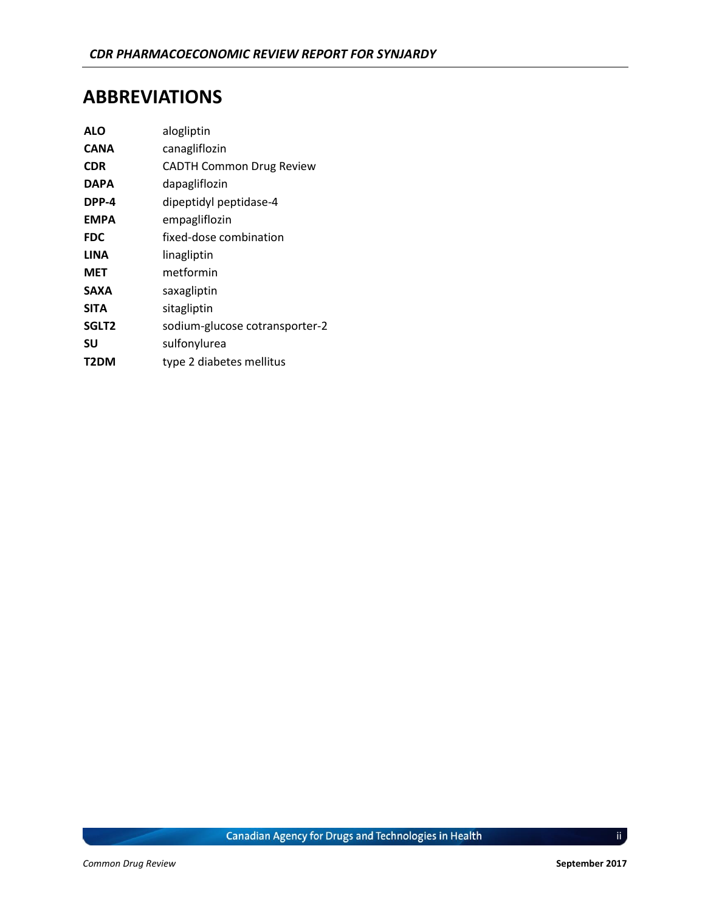# ABBREVIATIONS

| | |
|---|---|
| **ALO** | alogliptin |
| **CANA** | canagliflozin |
| **CDR** | CADTH Common Drug Review |
| **DAPA** | dapagliflozin |
| **DPP-4** | dipeptidyl peptidase-4 |
| **EMPA** | empagliflozin |
| **FDC** | fixed-dose combination |
| **LINA** | linagliptin |
| **MET** | metformin |
| **SAXA** | saxagliptin |
| **SITA** | sitagliptin |
| **SGLT2** | sodium-glucose cotransporter-2 |
| **SU** | sulfonylurea |
| **T2DM** | type 2 diabetes mellitus |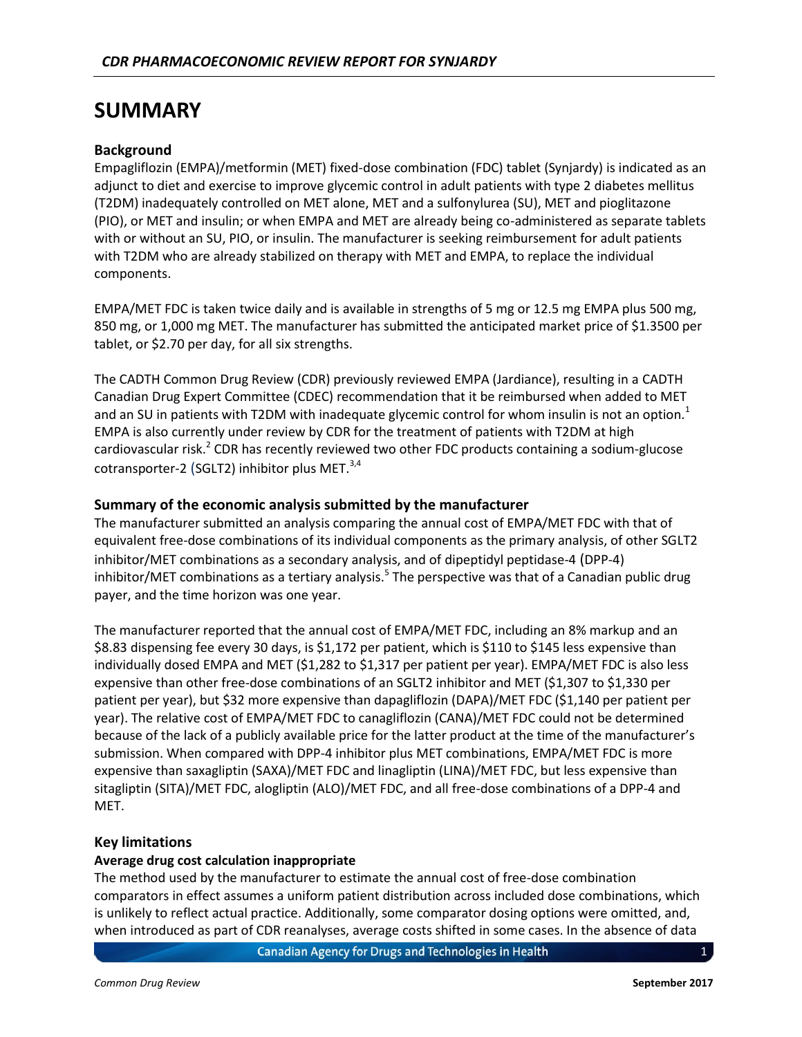# SUMMARY

### Background

Empagliflozin (EMPA)/metformin (MET) fixed-dose combination (FDC) tablet (Synjardy) is indicated as an adjunct to diet and exercise to improve glycemic control in adult patients with type 2 diabetes mellitus (T2DM) inadequately controlled on MET alone, MET and a sulfonylurea (SU), MET and pioglitazone (PIO), or MET and insulin; or when EMPA and MET are already being co-administered as separate tablets with or without an SU, PIO, or insulin. The manufacturer is seeking reimbursement for adult patients with T2DM who are already stabilized on therapy with MET and EMPA, to replace the individual components.

EMPA/MET FDC is taken twice daily and is available in strengths of 5 mg or 12.5 mg EMPA plus 500 mg, 850 mg, or 1,000 mg MET. The manufacturer has submitted the anticipated market price of $1.3500 per tablet, or $2.70 per day, for all six strengths.

The CADTH Common Drug Review (CDR) previously reviewed EMPA (Jardiance), resulting in a CADTH Canadian Drug Expert Committee (CDEC) recommendation that it be reimbursed when added to MET and an SU in patients with T2DM with inadequate glycemic control for whom insulin is not an option.[1] EMPA is also currently under review by CDR for the treatment of patients with T2DM at high cardiovascular risk.[2] CDR has recently reviewed two other FDC products containing a sodium-glucose cotransporter-2 (SGLT2) inhibitor plus MET.[3,4]

### Summary of the economic analysis submitted by the manufacturer

The manufacturer submitted an analysis comparing the annual cost of EMPA/MET FDC with that of equivalent free-dose combinations of its individual components as the primary analysis, of other SGLT2 inhibitor/MET combinations as a secondary analysis, and of dipeptidyl peptidase-4 (DPP-4) inhibitor/MET combinations as a tertiary analysis.[5] The perspective was that of a Canadian public drug payer, and the time horizon was one year.

The manufacturer reported that the annual cost of EMPA/MET FDC, including an 8% markup and an $8.83 dispensing fee every 30 days, is $1,172 per patient, which is $110 to $145 less expensive than individually dosed EMPA and MET ($1,282 to $1,317 per patient per year). EMPA/MET FDC is also less expensive than other free-dose combinations of an SGLT2 inhibitor and MET ($1,307 to $1,330 per patient per year), but $32 more expensive than dapagliflozin (DAPA)/MET FDC ($1,140 per patient per year). The relative cost of EMPA/MET FDC to canagliflozin (CANA)/MET FDC could not be determined because of the lack of a publicly available price for the latter product at the time of the manufacturer's submission. When compared with DPP-4 inhibitor plus MET combinations, EMPA/MET FDC is more expensive than saxagliptin (SAXA)/MET FDC and linagliptin (LINA)/MET FDC, but less expensive than sitagliptin (SITA)/MET FDC, alogliptin (ALO)/MET FDC, and all free-dose combinations of a DPP-4 and MET.

### Key limitations

**Average drug cost calculation inappropriate**

The method used by the manufacturer to estimate the annual cost of free-dose combination comparators in effect assumes a uniform patient distribution across included dose combinations, which is unlikely to reflect actual practice. Additionally, some comparator dosing options were omitted, and, when introduced as part of CDR reanalyses, average costs shifted in some cases. In the absence of data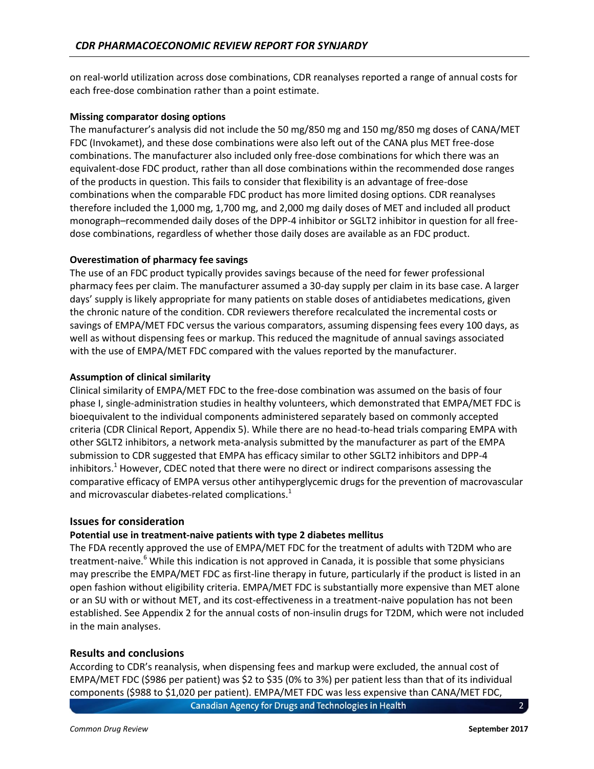on real-world utilization across dose combinations, CDR reanalyses reported a range of annual costs for each free-dose combination rather than a point estimate.

**Missing comparator dosing options**

The manufacturer's analysis did not include the 50 mg/850 mg and 150 mg/850 mg doses of CANA/MET FDC (Invokamet), and these dose combinations were also left out of the CANA plus MET free-dose combinations. The manufacturer also included only free-dose combinations for which there was an equivalent-dose FDC product, rather than all dose combinations within the recommended dose ranges of the products in question. This fails to consider that flexibility is an advantage of free-dose combinations when the comparable FDC product has more limited dosing options. CDR reanalyses therefore included the 1,000 mg, 1,700 mg, and 2,000 mg daily doses of MET and included all product monograph–recommended daily doses of the DPP-4 inhibitor or SGLT2 inhibitor in question for all free-dose combinations, regardless of whether those daily doses are available as an FDC product.

**Overestimation of pharmacy fee savings**

The use of an FDC product typically provides savings because of the need for fewer professional pharmacy fees per claim. The manufacturer assumed a 30-day supply per claim in its base case. A larger days' supply is likely appropriate for many patients on stable doses of antidiabetes medications, given the chronic nature of the condition. CDR reviewers therefore recalculated the incremental costs or savings of EMPA/MET FDC versus the various comparators, assuming dispensing fees every 100 days, as well as without dispensing fees or markup. This reduced the magnitude of annual savings associated with the use of EMPA/MET FDC compared with the values reported by the manufacturer.

**Assumption of clinical similarity**

Clinical similarity of EMPA/MET FDC to the free-dose combination was assumed on the basis of four phase I, single-administration studies in healthy volunteers, which demonstrated that EMPA/MET FDC is bioequivalent to the individual components administered separately based on commonly accepted criteria (CDR Clinical Report, Appendix 5). While there are no head-to-head trials comparing EMPA with other SGLT2 inhibitors, a network meta-analysis submitted by the manufacturer as part of the EMPA submission to CDR suggested that EMPA has efficacy similar to other SGLT2 inhibitors and DPP-4 inhibitors.[1] However, CDEC noted that there were no direct or indirect comparisons assessing the comparative efficacy of EMPA versus other antihyperglycemic drugs for the prevention of macrovascular and microvascular diabetes-related complications.[1]

## Issues for consideration

**Potential use in treatment-naive patients with type 2 diabetes mellitus**

The FDA recently approved the use of EMPA/MET FDC for the treatment of adults with T2DM who are treatment-naive.[6] While this indication is not approved in Canada, it is possible that some physicians may prescribe the EMPA/MET FDC as first-line therapy in future, particularly if the product is listed in an open fashion without eligibility criteria. EMPA/MET FDC is substantially more expensive than MET alone or an SU with or without MET, and its cost-effectiveness in a treatment-naive population has not been established. See Appendix 2 for the annual costs of non-insulin drugs for T2DM, which were not included in the main analyses.

## Results and conclusions

According to CDR's reanalysis, when dispensing fees and markup were excluded, the annual cost of EMPA/MET FDC ($986 per patient) was $2 to $35 (0% to 3%) per patient less than that of its individual components ($988 to $1,020 per patient). EMPA/MET FDC was less expensive than CANA/MET FDC,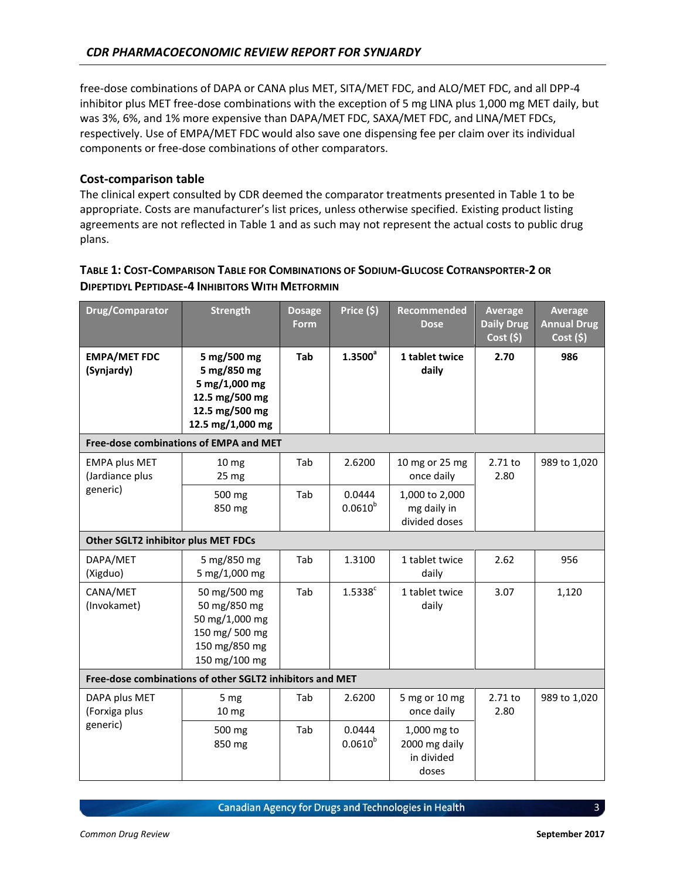free-dose combinations of DAPA or CANA plus MET, SITA/MET FDC, and ALO/MET FDC, and all DPP-4 inhibitor plus MET free-dose combinations with the exception of 5 mg LINA plus 1,000 mg MET daily, but was 3%, 6%, and 1% more expensive than DAPA/MET FDC, SAXA/MET FDC, and LINA/MET FDCs, respectively. Use of EMPA/MET FDC would also save one dispensing fee per claim over its individual components or free-dose combinations of other comparators.

### Cost-comparison table

The clinical expert consulted by CDR deemed the comparator treatments presented in Table 1 to be appropriate. Costs are manufacturer's list prices, unless otherwise specified. Existing product listing agreements are not reflected in Table 1 and as such may not represent the actual costs to public drug plans.

**Table 1: Cost-Comparison Table for Combinations of Sodium-Glucose Cotransporter-2 or Dipeptidyl Peptidase-4 Inhibitors With Metformin**

| Drug/Comparator | Strength | Dosage Form | Price ($) | Recommended Dose | Average Daily Drug Cost ($) | Average Annual Drug Cost ($) |
|---|---|---|---|---|---|---|
| **EMPA/MET FDC (Synjardy)** | **5 mg/500 mg<br>5 mg/850 mg<br>5 mg/1,000 mg<br>12.5 mg/500 mg<br>12.5 mg/500 mg<br>12.5 mg/1,000 mg** | **Tab** | **1.3500[a]** | **1 tablet twice daily** | **2.70** | **986** |
| **Free-dose combinations of EMPA and MET** | | | | | | |
| EMPA plus MET (Jardiance plus generic) | 10 mg<br>25 mg | Tab | 2.6200 | 10 mg or 25 mg once daily | 2.71 to 2.80 | 989 to 1,020 |
| | 500 mg<br>850 mg | Tab | 0.0444<br>0.0610[b] | 1,000 to 2,000 mg daily in divided doses | | |
| **Other SGLT2 inhibitor plus MET FDCs** | | | | | | |
| DAPA/MET (Xigduo) | 5 mg/850 mg<br>5 mg/1,000 mg | Tab | 1.3100 | 1 tablet twice daily | 2.62 | 956 |
| CANA/MET (Invokamet) | 50 mg/500 mg<br>50 mg/850 mg<br>50 mg/1,000 mg<br>150 mg/ 500 mg<br>150 mg/850 mg<br>150 mg/100 mg | Tab | 1.5338[c] | 1 tablet twice daily | 3.07 | 1,120 |
| **Free-dose combinations of other SGLT2 inhibitors and MET** | | | | | | |
| DAPA plus MET (Forxiga plus generic) | 5 mg<br>10 mg | Tab | 2.6200 | 5 mg or 10 mg once daily | 2.71 to 2.80 | 989 to 1,020 |
| | 500 mg<br>850 mg | Tab | 0.0444<br>0.0610[b] | 1,000 mg to 2000 mg daily in divided doses | | |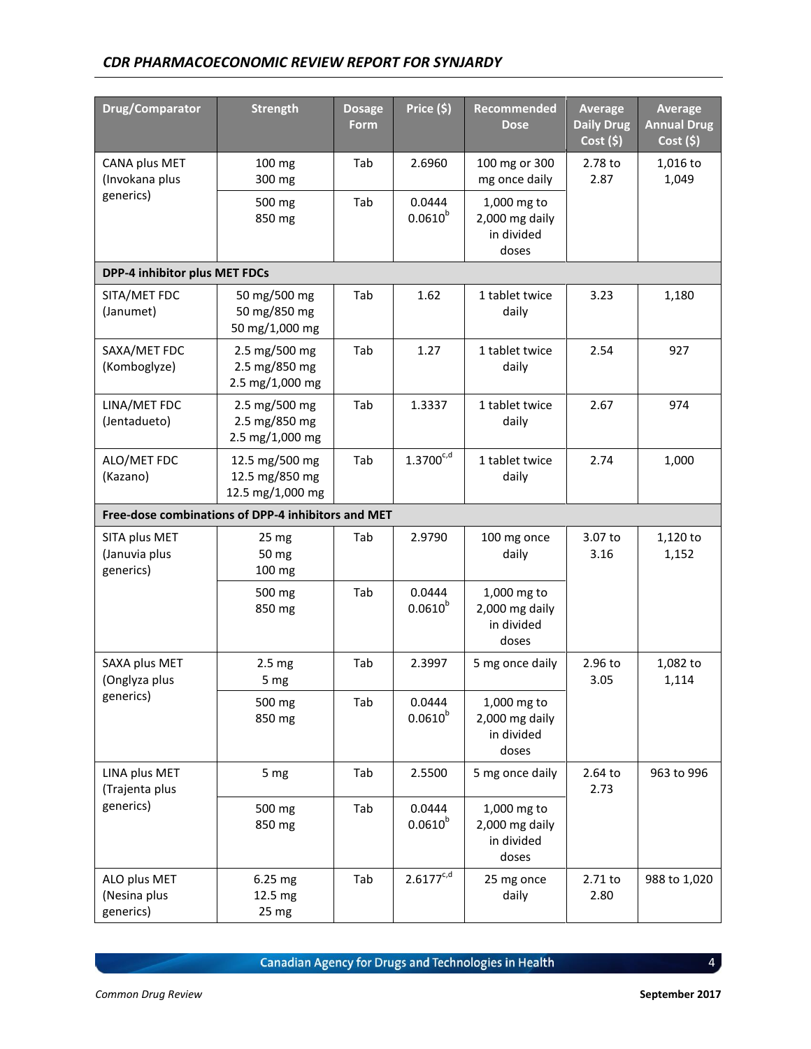| Drug/Comparator | Strength | Dosage Form | Price ($) | Recommended Dose | Average Daily Drug Cost ($) | Average Annual Drug Cost ($) |
|---|---|---|---|---|---|---|
| CANA plus MET (Invokana plus generics) | 100 mg<br>300 mg | Tab | 2.6960 | 100 mg or 300 mg once daily | 2.78 to 2.87 | 1,016 to 1,049 |
| | 500 mg<br>850 mg | Tab | 0.0444<br>0.0610[b] | 1,000 mg to 2,000 mg daily in divided doses | | |
| **DPP-4 inhibitor plus MET FDCs** | | | | | | |
| SITA/MET FDC (Janumet) | 50 mg/500 mg<br>50 mg/850 mg<br>50 mg/1,000 mg | Tab | 1.62 | 1 tablet twice daily | 3.23 | 1,180 |
| SAXA/MET FDC (Komboglyze) | 2.5 mg/500 mg<br>2.5 mg/850 mg<br>2.5 mg/1,000 mg | Tab | 1.27 | 1 tablet twice daily | 2.54 | 927 |
| LINA/MET FDC (Jentadueto) | 2.5 mg/500 mg<br>2.5 mg/850 mg<br>2.5 mg/1,000 mg | Tab | 1.3337 | 1 tablet twice daily | 2.67 | 974 |
| ALO/MET FDC (Kazano) | 12.5 mg/500 mg<br>12.5 mg/850 mg<br>12.5 mg/1,000 mg | Tab | 1.3700[c,d] | 1 tablet twice daily | 2.74 | 1,000 |
| **Free-dose combinations of DPP-4 inhibitors and MET** | | | | | | |
| SITA plus MET (Januvia plus generics) | 25 mg<br>50 mg<br>100 mg | Tab | 2.9790 | 100 mg once daily | 3.07 to 3.16 | 1,120 to 1,152 |
| | 500 mg<br>850 mg | Tab | 0.0444<br>0.0610[b] | 1,000 mg to 2,000 mg daily in divided doses | | |
| SAXA plus MET (Onglyza plus generics) | 2.5 mg<br>5 mg | Tab | 2.3997 | 5 mg once daily | 2.96 to 3.05 | 1,082 to 1,114 |
| | 500 mg<br>850 mg | Tab | 0.0444<br>0.0610[b] | 1,000 mg to 2,000 mg daily in divided doses | | |
| LINA plus MET (Trajenta plus generics) | 5 mg | Tab | 2.5500 | 5 mg once daily | 2.64 to 2.73 | 963 to 996 |
| | 500 mg<br>850 mg | Tab | 0.0444<br>0.0610[b] | 1,000 mg to 2,000 mg daily in divided doses | | |
| ALO plus MET (Nesina plus generics) | 6.25 mg<br>12.5 mg<br>25 mg | Tab | 2.6177[c,d] | 25 mg once daily | 2.71 to 2.80 | 988 to 1,020 |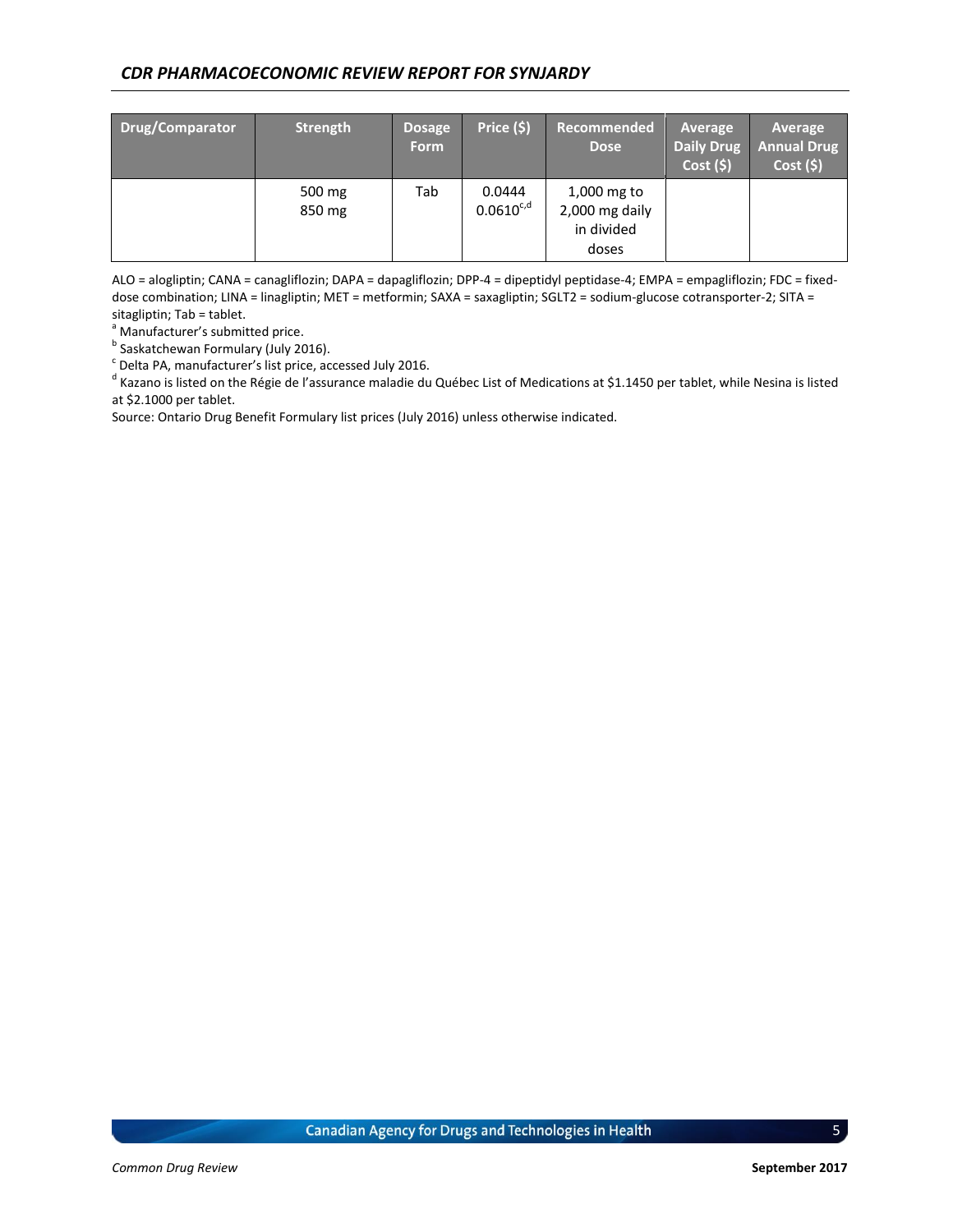| Drug/Comparator | Strength | Dosage Form | Price ($) | Recommended Dose | Average Daily Drug Cost ($) | Average Annual Drug Cost ($) |
|---|---|---|---|---|---|---|
| | 500 mg<br>850 mg | Tab | 0.0444<br>0.0610[c,d] | 1,000 mg to 2,000 mg daily in divided doses | | |

ALO = alogliptin; CANA = canagliflozin; DAPA = dapagliflozin; DPP-4 = dipeptidyl peptidase-4; EMPA = empagliflozin; FDC = fixed-dose combination; LINA = linagliptin; MET = metformin; SAXA = saxagliptin; SGLT2 = sodium-glucose cotransporter-2; SITA = sitagliptin; Tab = tablet.

[a] Manufacturer's submitted price.

[b] Saskatchewan Formulary (July 2016).

[c] Delta PA, manufacturer's list price, accessed July 2016.

[d] Kazano is listed on the Régie de l'assurance maladie du Québec List of Medications at $1.1450 per tablet, while Nesina is listed at $2.1000 per tablet.

Source: Ontario Drug Benefit Formulary list prices (July 2016) unless otherwise indicated.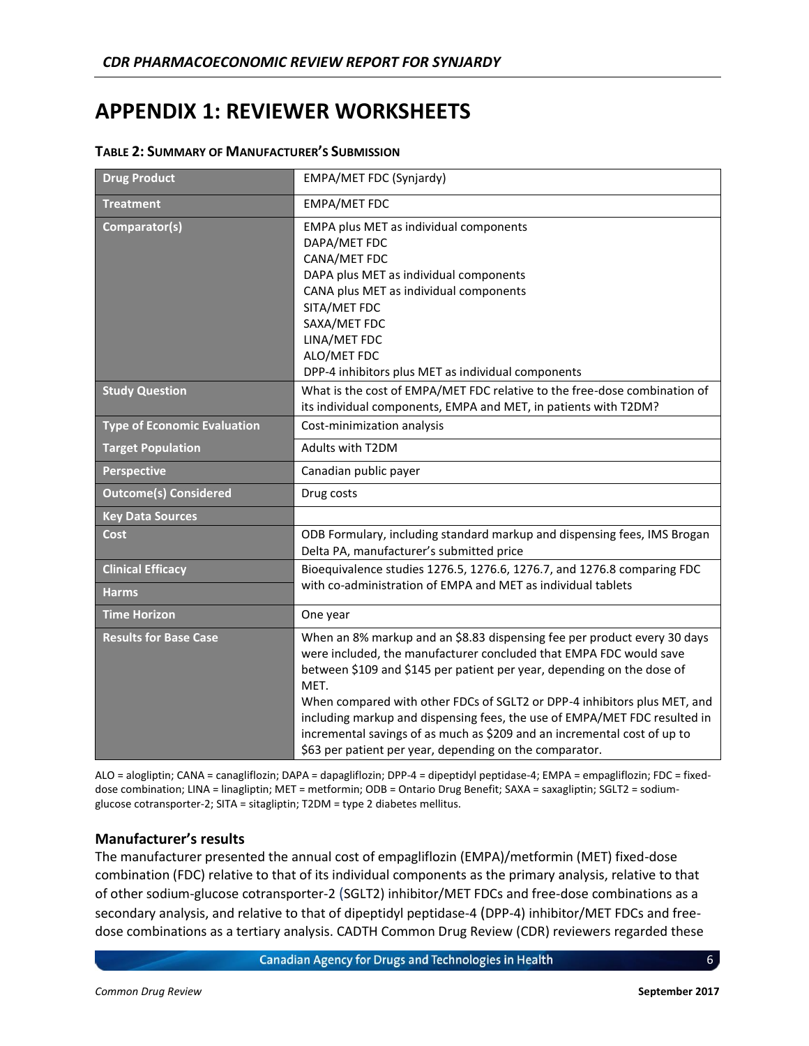# APPENDIX 1: REVIEWER WORKSHEETS

**TABLE 2: SUMMARY OF MANUFACTURER'S SUBMISSION**

| | |
|---|---|
| **Drug Product** | EMPA/MET FDC (Synjardy) |
| **Treatment** | EMPA/MET FDC |
| **Comparator(s)** | EMPA plus MET as individual components<br>DAPA/MET FDC<br>CANA/MET FDC<br>DAPA plus MET as individual components<br>CANA plus MET as individual components<br>SITA/MET FDC<br>SAXA/MET FDC<br>LINA/MET FDC<br>ALO/MET FDC<br>DPP-4 inhibitors plus MET as individual components |
| **Study Question** | What is the cost of EMPA/MET FDC relative to the free-dose combination of its individual components, EMPA and MET, in patients with T2DM? |
| **Type of Economic Evaluation** | Cost-minimization analysis |
| **Target Population** | Adults with T2DM |
| **Perspective** | Canadian public payer |
| **Outcome(s) Considered** | Drug costs |
| **Key Data Sources** | |
| **Cost** | ODB Formulary, including standard markup and dispensing fees, IMS Brogan Delta PA, manufacturer's submitted price |
| **Clinical Efficacy** | Bioequivalence studies 1276.5, 1276.6, 1276.7, and 1276.8 comparing FDC with co-administration of EMPA and MET as individual tablets |
| **Harms** | |
| **Time Horizon** | One year |
| **Results for Base Case** | When an 8% markup and an $8.83 dispensing fee per product every 30 days were included, the manufacturer concluded that EMPA FDC would save between $109 and $145 per patient per year, depending on the dose of MET.<br>When compared with other FDCs of SGLT2 or DPP-4 inhibitors plus MET, and including markup and dispensing fees, the use of EMPA/MET FDC resulted in incremental savings of as much as $209 and an incremental cost of up to $63 per patient per year, depending on the comparator. |

ALO = alogliptin; CANA = canagliflozin; DAPA = dapagliflozin; DPP-4 = dipeptidyl peptidase-4; EMPA = empagliflozin; FDC = fixed-dose combination; LINA = linagliptin; MET = metformin; ODB = Ontario Drug Benefit; SAXA = saxagliptin; SGLT2 = sodium-glucose cotransporter-2; SITA = sitagliptin; T2DM = type 2 diabetes mellitus.

### Manufacturer's results

The manufacturer presented the annual cost of empagliflozin (EMPA)/metformin (MET) fixed-dose combination (FDC) relative to that of its individual components as the primary analysis, relative to that of other sodium-glucose cotransporter-2 (SGLT2) inhibitor/MET FDCs and free-dose combinations as a secondary analysis, and relative to that of dipeptidyl peptidase-4 (DPP-4) inhibitor/MET FDCs and free-dose combinations as a tertiary analysis. CADTH Common Drug Review (CDR) reviewers regarded these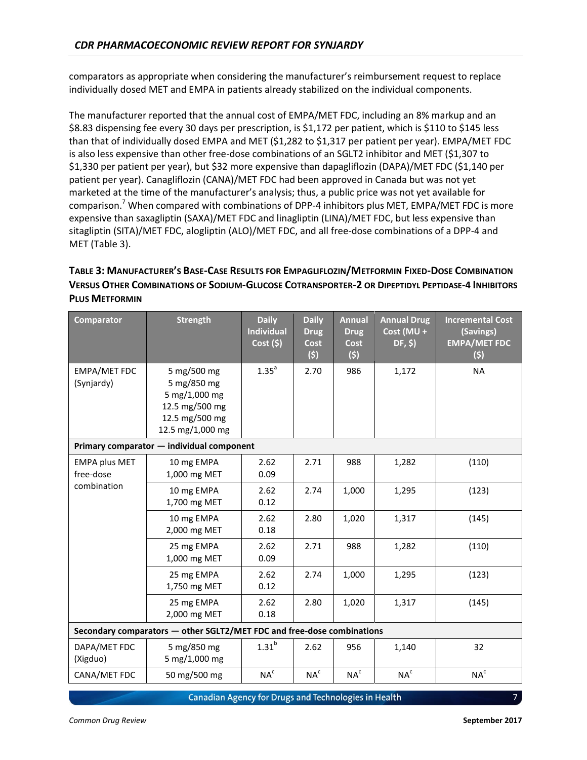comparators as appropriate when considering the manufacturer's reimbursement request to replace individually dosed MET and EMPA in patients already stabilized on the individual components.

The manufacturer reported that the annual cost of EMPA/MET FDC, including an 8% markup and an $8.83 dispensing fee every 30 days per prescription, is $1,172 per patient, which is $110 to $145 less than that of individually dosed EMPA and MET ($1,282 to $1,317 per patient per year). EMPA/MET FDC is also less expensive than other free-dose combinations of an SGLT2 inhibitor and MET ($1,307 to $1,330 per patient per year), but $32 more expensive than dapagliflozin (DAPA)/MET FDC ($1,140 per patient per year). Canagliflozin (CANA)/MET FDC had been approved in Canada but was not yet marketed at the time of the manufacturer's analysis; thus, a public price was not yet available for comparison.[7] When compared with combinations of DPP-4 inhibitors plus MET, EMPA/MET FDC is more expensive than saxagliptin (SAXA)/MET FDC and linagliptin (LINA)/MET FDC, but less expensive than sitagliptin (SITA)/MET FDC, alogliptin (ALO)/MET FDC, and all free-dose combinations of a DPP-4 and MET (Table 3).

**Table 3: Manufacturer's Base-Case Results for Empagliflozin/Metformin Fixed-Dose Combination Versus Other Combinations of Sodium-Glucose Cotransporter-2 or Dipeptidyl Peptidase-4 Inhibitors Plus Metformin**

| Comparator | Strength | Daily Individual Cost ($) | Daily Drug Cost ($) | Annual Drug Cost ($) | Annual Drug Cost (MU + DF, $) | Incremental Cost (Savings) EMPA/MET FDC ($) |
|---|---|---|---|---|---|---|
| EMPA/MET FDC (Synjardy) | 5 mg/500 mg<br>5 mg/850 mg<br>5 mg/1,000 mg<br>12.5 mg/500 mg<br>12.5 mg/500 mg<br>12.5 mg/1,000 mg | 1.35[a] | 2.70 | 986 | 1,172 | NA |
| **Primary comparator — individual component** | | | | | | |
| EMPA plus MET free-dose combination | 10 mg EMPA<br>1,000 mg MET | 2.62<br>0.09 | 2.71 | 988 | 1,282 | (110) |
| | 10 mg EMPA<br>1,700 mg MET | 2.62<br>0.12 | 2.74 | 1,000 | 1,295 | (123) |
| | 10 mg EMPA<br>2,000 mg MET | 2.62<br>0.18 | 2.80 | 1,020 | 1,317 | (145) |
| | 25 mg EMPA<br>1,000 mg MET | 2.62<br>0.09 | 2.71 | 988 | 1,282 | (110) |
| | 25 mg EMPA<br>1,750 mg MET | 2.62<br>0.12 | 2.74 | 1,000 | 1,295 | (123) |
| | 25 mg EMPA<br>2,000 mg MET | 2.62<br>0.18 | 2.80 | 1,020 | 1,317 | (145) |
| **Secondary comparators — other SGLT2/MET FDC and free-dose combinations** | | | | | | |
| DAPA/MET FDC (Xigduo) | 5 mg/850 mg<br>5 mg/1,000 mg | 1.31[b] | 2.62 | 956 | 1,140 | 32 |
| CANA/MET FDC | 50 mg/500 mg | NA[c] | NA[c] | NA[c] | NA[c] | NA[c] |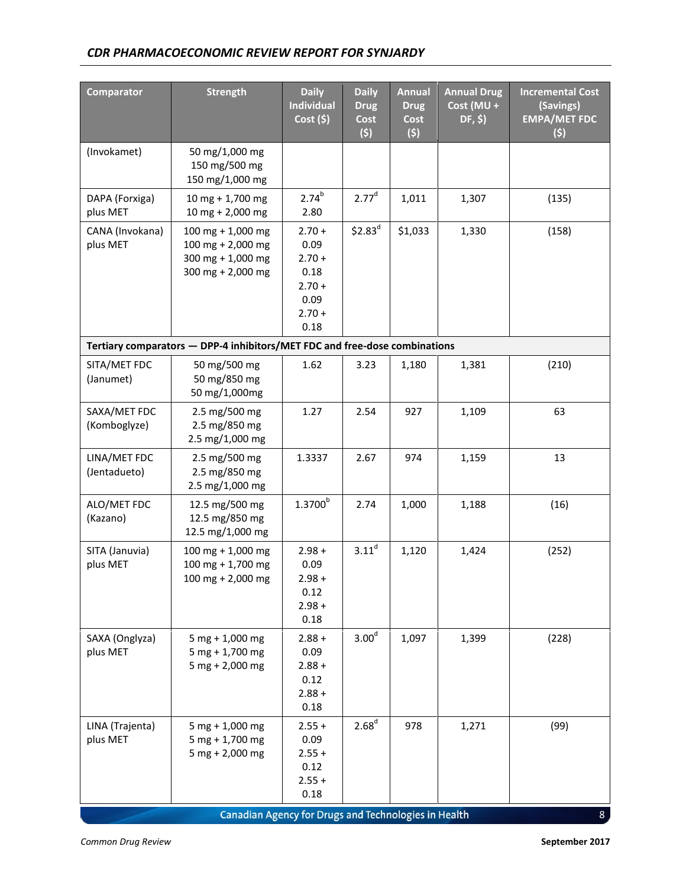| Comparator | Strength | Daily Individual Cost ($) | Daily Drug Cost ($) | Annual Drug Cost ($) | Annual Drug Cost (MU + DF, $) | Incremental Cost (Savings) EMPA/MET FDC ($) |
|---|---|---|---|---|---|---|
| (Invokamet) | 50 mg/1,000 mg<br>150 mg/500 mg<br>150 mg/1,000 mg | | | | | |
| DAPA (Forxiga) plus MET | 10 mg + 1,700 mg<br>10 mg + 2,000 mg | 2.74[b]<br>2.80 | 2.77[d] | 1,011 | 1,307 | (135) |
| CANA (Invokana) plus MET | 100 mg + 1,000 mg<br>100 mg + 2,000 mg<br>300 mg + 1,000 mg<br>300 mg + 2,000 mg | 2.70 + 0.09<br>2.70 + 0.18<br>2.70 + 0.09<br>2.70 + 0.18 | $2.83[d] | $1,033 | 1,330 | (158) |
| **Tertiary comparators — DPP-4 inhibitors/MET FDC and free-dose combinations** | | | | | | |
| SITA/MET FDC (Janumet) | 50 mg/500 mg<br>50 mg/850 mg<br>50 mg/1,000mg | 1.62 | 3.23 | 1,180 | 1,381 | (210) |
| SAXA/MET FDC (Komboglyze) | 2.5 mg/500 mg<br>2.5 mg/850 mg<br>2.5 mg/1,000 mg | 1.27 | 2.54 | 927 | 1,109 | 63 |
| LINA/MET FDC (Jentadueto) | 2.5 mg/500 mg<br>2.5 mg/850 mg<br>2.5 mg/1,000 mg | 1.3337 | 2.67 | 974 | 1,159 | 13 |
| ALO/MET FDC (Kazano) | 12.5 mg/500 mg<br>12.5 mg/850 mg<br>12.5 mg/1,000 mg | 1.3700[b] | 2.74 | 1,000 | 1,188 | (16) |
| SITA (Januvia) plus MET | 100 mg + 1,000 mg<br>100 mg + 1,700 mg<br>100 mg + 2,000 mg | 2.98 + 0.09<br>2.98 + 0.12<br>2.98 + 0.18 | 3.11[d] | 1,120 | 1,424 | (252) |
| SAXA (Onglyza) plus MET | 5 mg + 1,000 mg<br>5 mg + 1,700 mg<br>5 mg + 2,000 mg | 2.88 + 0.09<br>2.88 + 0.12<br>2.88 + 0.18 | 3.00[d] | 1,097 | 1,399 | (228) |
| LINA (Trajenta) plus MET | 5 mg + 1,000 mg<br>5 mg + 1,700 mg<br>5 mg + 2,000 mg | 2.55 + 0.09<br>2.55 + 0.12<br>2.55 + 0.18 | 2.68[d] | 978 | 1,271 | (99) |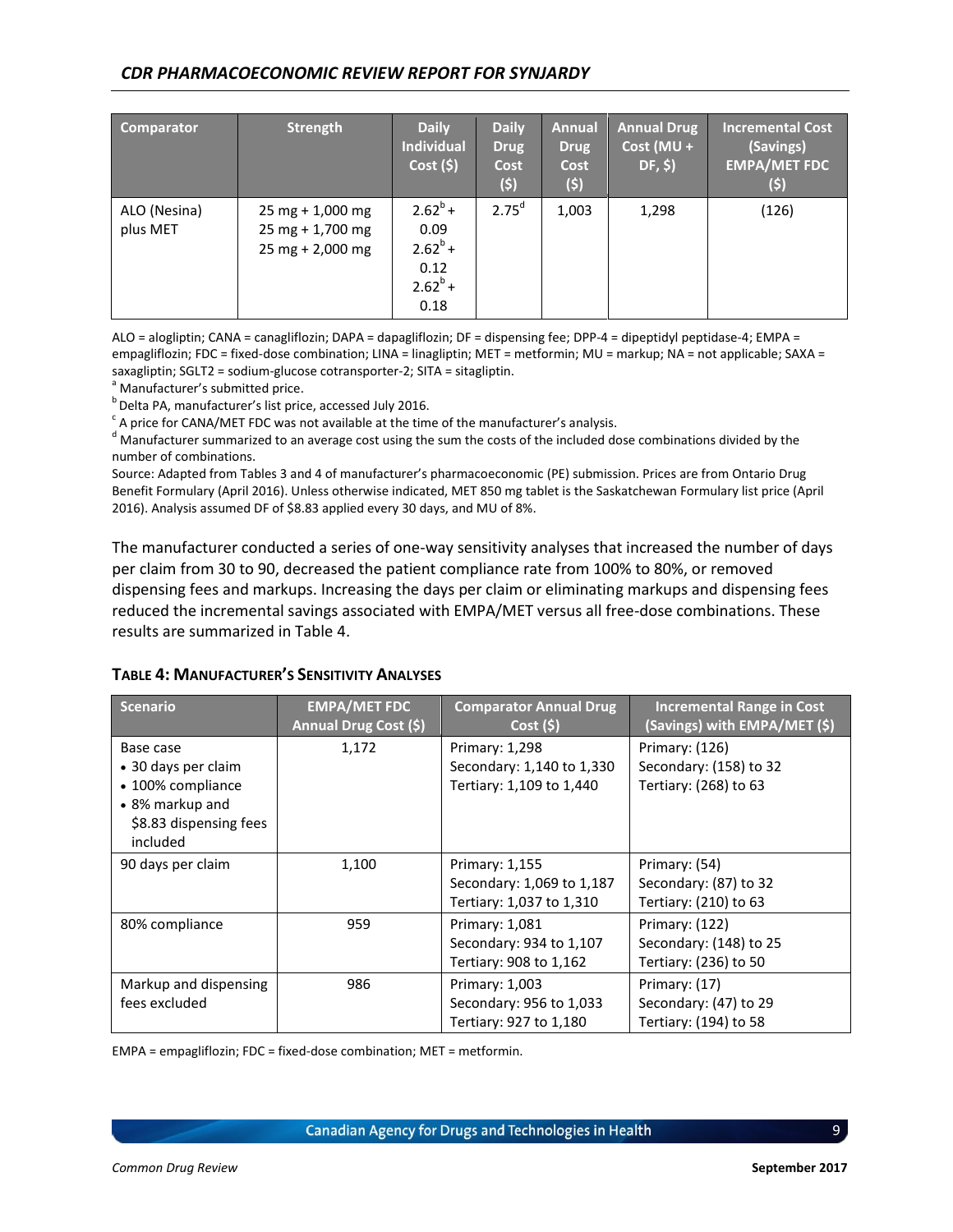| Comparator | Strength | Daily Individual Cost ($) | Daily Drug Cost ($) | Annual Drug Cost ($) | Annual Drug Cost (MU + DF, $) | Incremental Cost (Savings) EMPA/MET FDC ($) |
|---|---|---|---|---|---|---|
| ALO (Nesina) plus MET | 25 mg + 1,000 mg<br>25 mg + 1,700 mg<br>25 mg + 2,000 mg | 2.62[b] + 0.09<br>2.62[b] + 0.12<br>2.62[b] + 0.18 | 2.75[d] | 1,003 | 1,298 | (126) |

ALO = alogliptin; CANA = canagliflozin; DAPA = dapagliflozin; DF = dispensing fee; DPP-4 = dipeptidyl peptidase-4; EMPA = empagliflozin; FDC = fixed-dose combination; LINA = linagliptin; MET = metformin; MU = markup; NA = not applicable; SAXA = saxagliptin; SGLT2 = sodium-glucose cotransporter-2; SITA = sitagliptin.

[a] Manufacturer's submitted price.

[b] Delta PA, manufacturer's list price, accessed July 2016.

[c] A price for CANA/MET FDC was not available at the time of the manufacturer's analysis.

[d] Manufacturer summarized to an average cost using the sum the costs of the included dose combinations divided by the number of combinations.

Source: Adapted from Tables 3 and 4 of manufacturer's pharmacoeconomic (PE) submission. Prices are from Ontario Drug Benefit Formulary (April 2016). Unless otherwise indicated, MET 850 mg tablet is the Saskatchewan Formulary list price (April 2016). Analysis assumed DF of $8.83 applied every 30 days, and MU of 8%.

The manufacturer conducted a series of one-way sensitivity analyses that increased the number of days per claim from 30 to 90, decreased the patient compliance rate from 100% to 80%, or removed dispensing fees and markups. Increasing the days per claim or eliminating markups and dispensing fees reduced the incremental savings associated with EMPA/MET versus all free-dose combinations. These results are summarized in Table 4.

**Table 4: Manufacturer's Sensitivity Analyses**

| Scenario | EMPA/MET FDC Annual Drug Cost ($) | Comparator Annual Drug Cost ($) | Incremental Range in Cost (Savings) with EMPA/MET ($) |
|---|---|---|---|
| Base case<br>• 30 days per claim<br>• 100% compliance<br>• 8% markup and $8.83 dispensing fees included | 1,172 | Primary: 1,298<br>Secondary: 1,140 to 1,330<br>Tertiary: 1,109 to 1,440 | Primary: (126)<br>Secondary: (158) to 32<br>Tertiary: (268) to 63 |
| 90 days per claim | 1,100 | Primary: 1,155<br>Secondary: 1,069 to 1,187<br>Tertiary: 1,037 to 1,310 | Primary: (54)<br>Secondary: (87) to 32<br>Tertiary: (210) to 63 |
| 80% compliance | 959 | Primary: 1,081<br>Secondary: 934 to 1,107<br>Tertiary: 908 to 1,162 | Primary: (122)<br>Secondary: (148) to 25<br>Tertiary: (236) to 50 |
| Markup and dispensing fees excluded | 986 | Primary: 1,003<br>Secondary: 956 to 1,033<br>Tertiary: 927 to 1,180 | Primary: (17)<br>Secondary: (47) to 29<br>Tertiary: (194) to 58 |

EMPA = empagliflozin; FDC = fixed-dose combination; MET = metformin.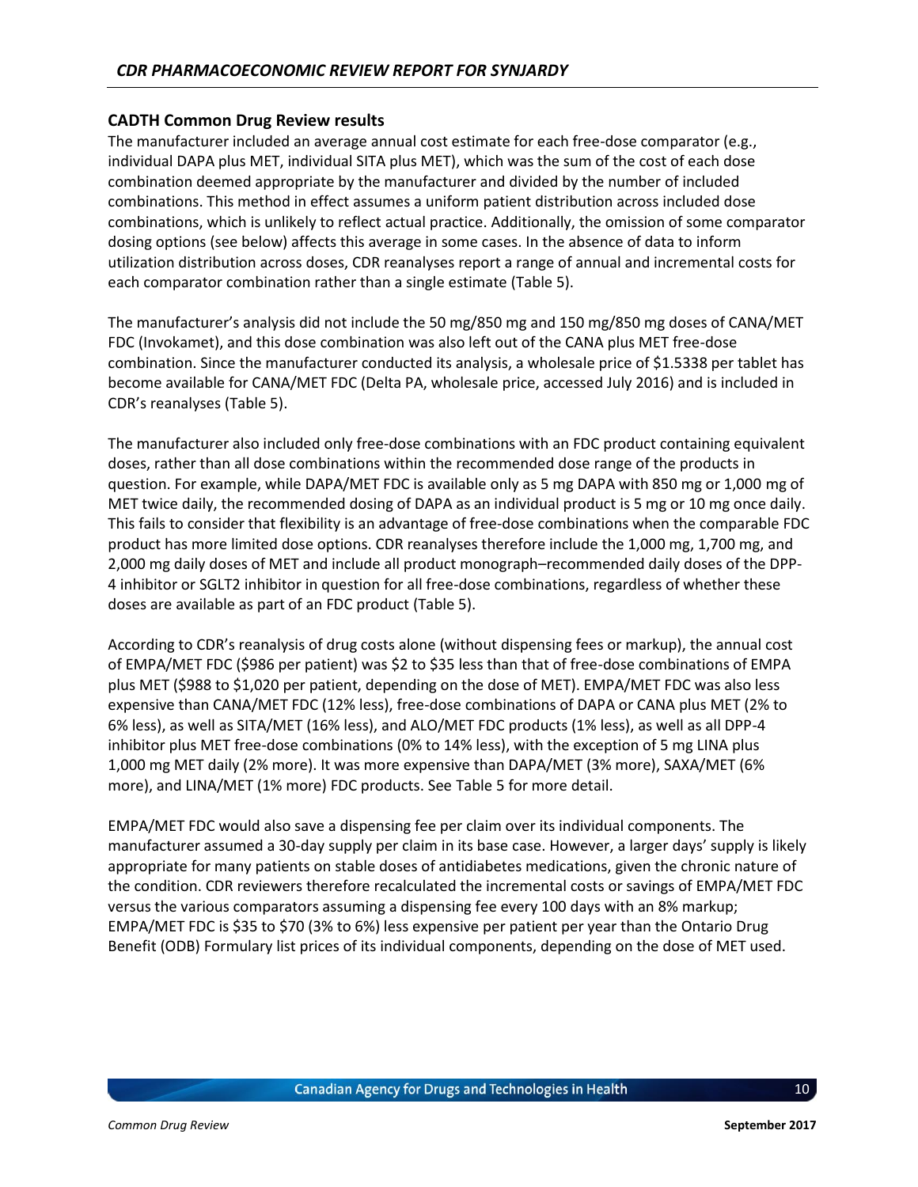### CADTH Common Drug Review results

The manufacturer included an average annual cost estimate for each free-dose comparator (e.g., individual DAPA plus MET, individual SITA plus MET), which was the sum of the cost of each dose combination deemed appropriate by the manufacturer and divided by the number of included combinations. This method in effect assumes a uniform patient distribution across included dose combinations, which is unlikely to reflect actual practice. Additionally, the omission of some comparator dosing options (see below) affects this average in some cases. In the absence of data to inform utilization distribution across doses, CDR reanalyses report a range of annual and incremental costs for each comparator combination rather than a single estimate (Table 5).

The manufacturer's analysis did not include the 50 mg/850 mg and 150 mg/850 mg doses of CANA/MET FDC (Invokamet), and this dose combination was also left out of the CANA plus MET free-dose combination. Since the manufacturer conducted its analysis, a wholesale price of $1.5338 per tablet has become available for CANA/MET FDC (Delta PA, wholesale price, accessed July 2016) and is included in CDR's reanalyses (Table 5).

The manufacturer also included only free-dose combinations with an FDC product containing equivalent doses, rather than all dose combinations within the recommended dose range of the products in question. For example, while DAPA/MET FDC is available only as 5 mg DAPA with 850 mg or 1,000 mg of MET twice daily, the recommended dosing of DAPA as an individual product is 5 mg or 10 mg once daily. This fails to consider that flexibility is an advantage of free-dose combinations when the comparable FDC product has more limited dose options. CDR reanalyses therefore include the 1,000 mg, 1,700 mg, and 2,000 mg daily doses of MET and include all product monograph–recommended daily doses of the DPP-4 inhibitor or SGLT2 inhibitor in question for all free-dose combinations, regardless of whether these doses are available as part of an FDC product (Table 5).

According to CDR's reanalysis of drug costs alone (without dispensing fees or markup), the annual cost of EMPA/MET FDC ($986 per patient) was $2 to $35 less than that of free-dose combinations of EMPA plus MET ($988 to $1,020 per patient, depending on the dose of MET). EMPA/MET FDC was also less expensive than CANA/MET FDC (12% less), free-dose combinations of DAPA or CANA plus MET (2% to 6% less), as well as SITA/MET (16% less), and ALO/MET FDC products (1% less), as well as all DPP-4 inhibitor plus MET free-dose combinations (0% to 14% less), with the exception of 5 mg LINA plus 1,000 mg MET daily (2% more). It was more expensive than DAPA/MET (3% more), SAXA/MET (6% more), and LINA/MET (1% more) FDC products. See Table 5 for more detail.

EMPA/MET FDC would also save a dispensing fee per claim over its individual components. The manufacturer assumed a 30-day supply per claim in its base case. However, a larger days' supply is likely appropriate for many patients on stable doses of antidiabetes medications, given the chronic nature of the condition. CDR reviewers therefore recalculated the incremental costs or savings of EMPA/MET FDC versus the various comparators assuming a dispensing fee every 100 days with an 8% markup; EMPA/MET FDC is $35 to $70 (3% to 6%) less expensive per patient per year than the Ontario Drug Benefit (ODB) Formulary list prices of its individual components, depending on the dose of MET used.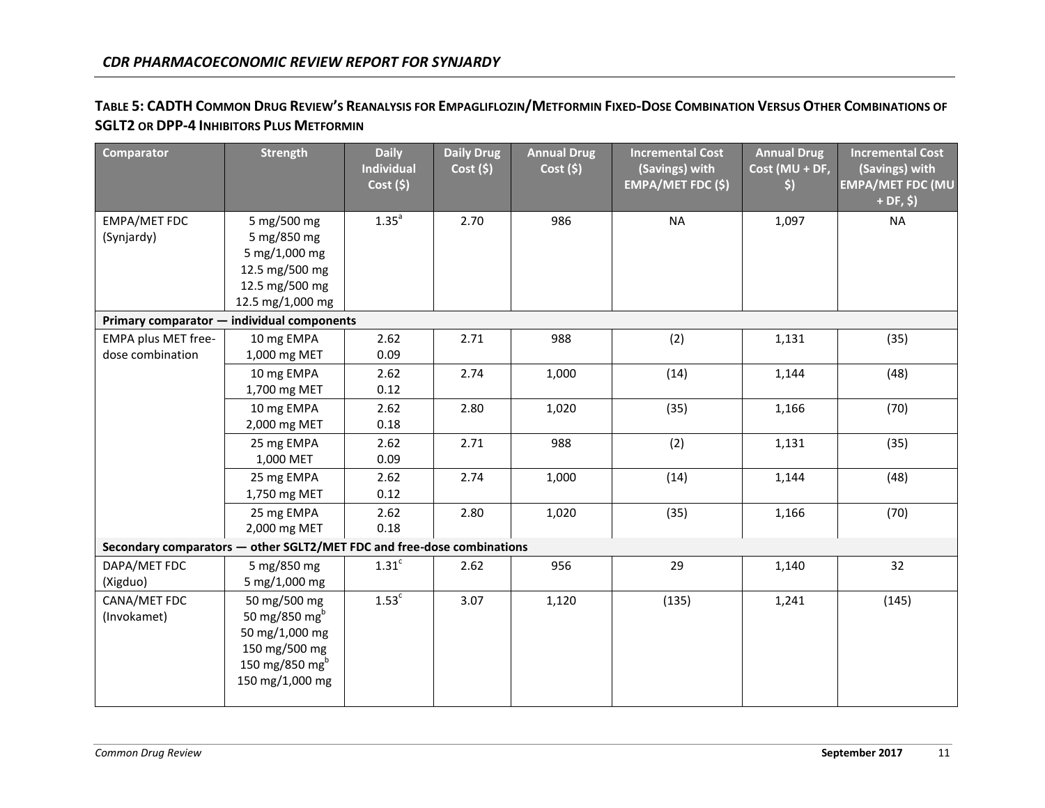**Table 5: CADTH Common Drug Review's Reanalysis for Empagliflozin/Metformin Fixed-Dose Combination Versus Other Combinations of SGLT2 or DPP-4 Inhibitors Plus Metformin**

| Comparator | Strength | Daily Individual Cost ($) | Daily Drug Cost ($) | Annual Drug Cost ($) | Incremental Cost (Savings) with EMPA/MET FDC ($) | Annual Drug Cost (MU + DF, $) | Incremental Cost (Savings) with EMPA/MET FDC (MU + DF, $) |
|---|---|---|---|---|---|---|---|
| EMPA/MET FDC (Synjardy) | 5 mg/500 mg<br>5 mg/850 mg<br>5 mg/1,000 mg<br>12.5 mg/500 mg<br>12.5 mg/500 mg<br>12.5 mg/1,000 mg | 1.35[a] | 2.70 | 986 | NA | 1,097 | NA |
| **Primary comparator — individual components** | | | | | | | |
| EMPA plus MET free-dose combination | 10 mg EMPA<br>1,000 mg MET | 2.62<br>0.09 | 2.71 | 988 | (2) | 1,131 | (35) |
| | 10 mg EMPA<br>1,700 mg MET | 2.62<br>0.12 | 2.74 | 1,000 | (14) | 1,144 | (48) |
| | 10 mg EMPA<br>2,000 mg MET | 2.62<br>0.18 | 2.80 | 1,020 | (35) | 1,166 | (70) |
| | 25 mg EMPA<br>1,000 MET | 2.62<br>0.09 | 2.71 | 988 | (2) | 1,131 | (35) |
| | 25 mg EMPA<br>1,750 mg MET | 2.62<br>0.12 | 2.74 | 1,000 | (14) | 1,144 | (48) |
| | 25 mg EMPA<br>2,000 mg MET | 2.62<br>0.18 | 2.80 | 1,020 | (35) | 1,166 | (70) |
| **Secondary comparators — other SGLT2/MET FDC and free-dose combinations** | | | | | | | |
| DAPA/MET FDC (Xigduo) | 5 mg/850 mg<br>5 mg/1,000 mg | 1.31[c] | 2.62 | 956 | 29 | 1,140 | 32 |
| CANA/MET FDC (Invokamet) | 50 mg/500 mg<br>50 mg/850 mg[b]<br>50 mg/1,000 mg<br>150 mg/500 mg<br>150 mg/850 mg[b]<br>150 mg/1,000 mg | 1.53[c] | 3.07 | 1,120 | (135) | 1,241 | (145) |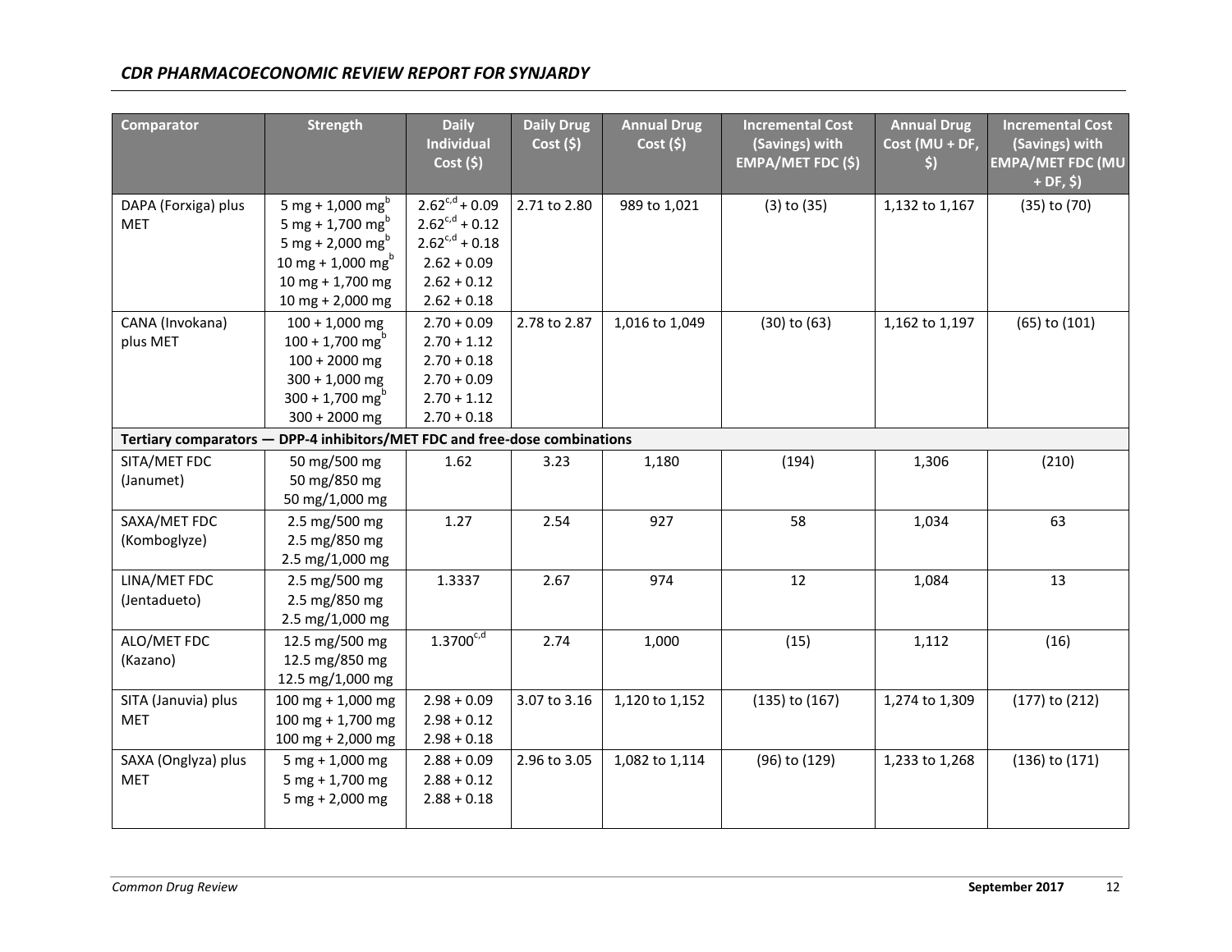| Comparator | Strength | Daily Individual Cost ($) | Daily Drug Cost ($) | Annual Drug Cost ($) | Incremental Cost (Savings) with EMPA/MET FDC ($) | Annual Drug Cost (MU + DF, $) | Incremental Cost (Savings) with EMPA/MET FDC (MU + DF, $) |
|---|---|---|---|---|---|---|---|
| DAPA (Forxiga) plus MET | 5 mg + 1,000 mg[b]<br>5 mg + 1,700 mg[b]<br>5 mg + 2,000 mg[b]<br>10 mg + 1,000 mg[b]<br>10 mg + 1,700 mg<br>10 mg + 2,000 mg | 2.62[c,d] + 0.09<br>2.62[c,d] + 0.12<br>2.62[c,d] + 0.18<br>2.62 + 0.09<br>2.62 + 0.12<br>2.62 + 0.18 | 2.71 to 2.80 | 989 to 1,021 | (3) to (35) | 1,132 to 1,167 | (35) to (70) |
| CANA (Invokana) plus MET | 100 + 1,000 mg<br>100 + 1,700 mg[b]<br>100 + 2000 mg<br>300 + 1,000 mg<br>300 + 1,700 mg[b]<br>300 + 2000 mg | 2.70 + 0.09<br>2.70 + 1.12<br>2.70 + 0.18<br>2.70 + 0.09<br>2.70 + 1.12<br>2.70 + 0.18 | 2.78 to 2.87 | 1,016 to 1,049 | (30) to (63) | 1,162 to 1,197 | (65) to (101) |
| **Tertiary comparators — DPP-4 inhibitors/MET FDC and free-dose combinations** | | | | | | | |
| SITA/MET FDC (Janumet) | 50 mg/500 mg<br>50 mg/850 mg<br>50 mg/1,000 mg | 1.62 | 3.23 | 1,180 | (194) | 1,306 | (210) |
| SAXA/MET FDC (Komboglyze) | 2.5 mg/500 mg<br>2.5 mg/850 mg<br>2.5 mg/1,000 mg | 1.27 | 2.54 | 927 | 58 | 1,034 | 63 |
| LINA/MET FDC (Jentadueto) | 2.5 mg/500 mg<br>2.5 mg/850 mg<br>2.5 mg/1,000 mg | 1.3337 | 2.67 | 974 | 12 | 1,084 | 13 |
| ALO/MET FDC (Kazano) | 12.5 mg/500 mg<br>12.5 mg/850 mg<br>12.5 mg/1,000 mg | 1.3700[c,d] | 2.74 | 1,000 | (15) | 1,112 | (16) |
| SITA (Januvia) plus MET | 100 mg + 1,000 mg<br>100 mg + 1,700 mg<br>100 mg + 2,000 mg | 2.98 + 0.09<br>2.98 + 0.12<br>2.98 + 0.18 | 3.07 to 3.16 | 1,120 to 1,152 | (135) to (167) | 1,274 to 1,309 | (177) to (212) |
| SAXA (Onglyza) plus MET | 5 mg + 1,000 mg<br>5 mg + 1,700 mg<br>5 mg + 2,000 mg | 2.88 + 0.09<br>2.88 + 0.12<br>2.88 + 0.18 | 2.96 to 3.05 | 1,082 to 1,114 | (96) to (129) | 1,233 to 1,268 | (136) to (171) |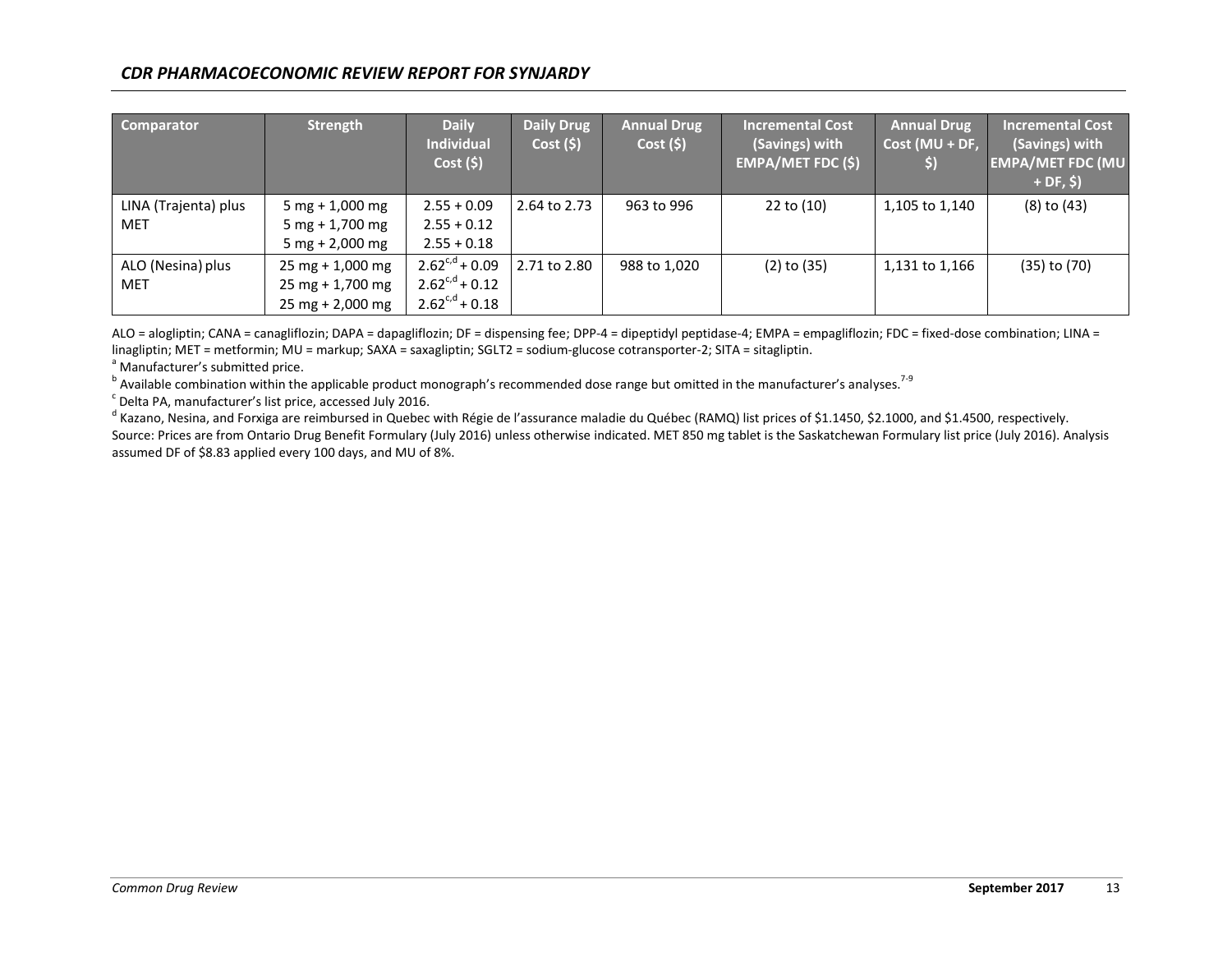| Comparator | Strength | Daily Individual Cost ($) | Daily Drug Cost ($) | Annual Drug Cost ($) | Incremental Cost (Savings) with EMPA/MET FDC ($) | Annual Drug Cost (MU + DF, $) | Incremental Cost (Savings) with EMPA/MET FDC (MU + DF, $) |
|---|---|---|---|---|---|---|---|
| LINA (Trajenta) plus MET | 5 mg + 1,000 mg<br>5 mg + 1,700 mg<br>5 mg + 2,000 mg | 2.55 + 0.09<br>2.55 + 0.12<br>2.55 + 0.18 | 2.64 to 2.73 | 963 to 996 | 22 to (10) | 1,105 to 1,140 | (8) to (43) |
| ALO (Nesina) plus MET | 25 mg + 1,000 mg<br>25 mg + 1,700 mg<br>25 mg + 2,000 mg | 2.62[c,d] + 0.09<br>2.62[c,d] + 0.12<br>2.62[c,d] + 0.18 | 2.71 to 2.80 | 988 to 1,020 | (2) to (35) | 1,131 to 1,166 | (35) to (70) |

ALO = alogliptin; CANA = canagliflozin; DAPA = dapagliflozin; DF = dispensing fee; DPP-4 = dipeptidyl peptidase-4; EMPA = empagliflozin; FDC = fixed-dose combination; LINA = linagliptin; MET = metformin; MU = markup; SAXA = saxagliptin; SGLT2 = sodium-glucose cotransporter-2; SITA = sitagliptin.

[a] Manufacturer's submitted price.

[b] Available combination within the applicable product monograph's recommended dose range but omitted in the manufacturer's analyses.[7-9]

[c] Delta PA, manufacturer's list price, accessed July 2016.

[d] Kazano, Nesina, and Forxiga are reimbursed in Quebec with Régie de l'assurance maladie du Québec (RAMQ) list prices of $1.1450, $2.1000, and $1.4500, respectively.

Source: Prices are from Ontario Drug Benefit Formulary (July 2016) unless otherwise indicated. MET 850 mg tablet is the Saskatchewan Formulary list price (July 2016). Analysis assumed DF of $8.83 applied every 100 days, and MU of 8%.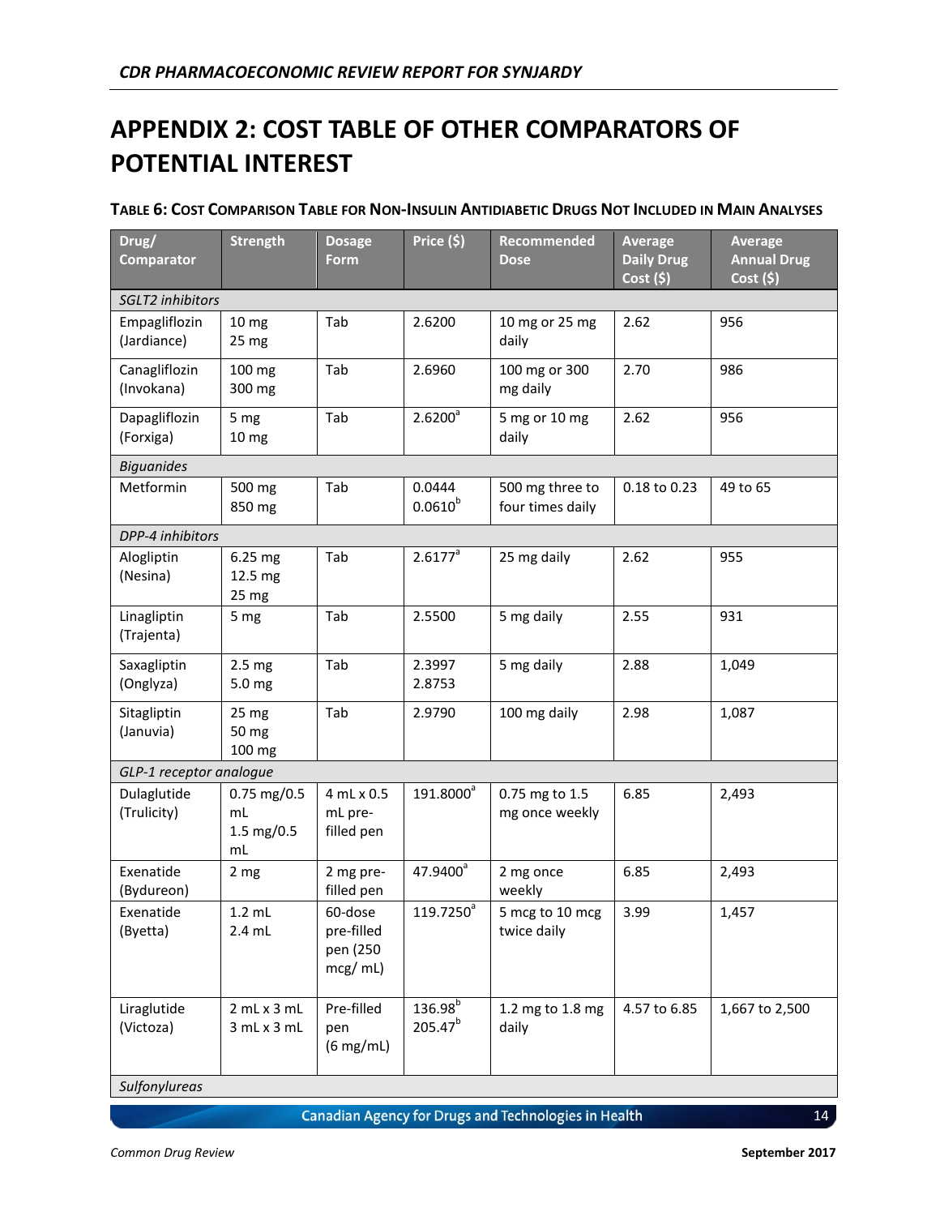# APPENDIX 2: COST TABLE OF OTHER COMPARATORS OF POTENTIAL INTEREST

**Table 6: Cost Comparison Table for Non-Insulin Antidiabetic Drugs Not Included in Main Analyses**

| Drug/ Comparator | Strength | Dosage Form | Price ($) | Recommended Dose | Average Daily Drug Cost ($) | Average Annual Drug Cost ($) |
|---|---|---|---|---|---|---|
| *SGLT2 inhibitors* | | | | | | |
| Empagliflozin (Jardiance) | 10 mg<br>25 mg | Tab | 2.6200 | 10 mg or 25 mg daily | 2.62 | 956 |
| Canagliflozin (Invokana) | 100 mg<br>300 mg | Tab | 2.6960 | 100 mg or 300 mg daily | 2.70 | 986 |
| Dapagliflozin (Forxiga) | 5 mg<br>10 mg | Tab | 2.6200[a] | 5 mg or 10 mg daily | 2.62 | 956 |
| *Biguanides* | | | | | | |
| Metformin | 500 mg<br>850 mg | Tab | 0.0444<br>0.0610[b] | 500 mg three to four times daily | 0.18 to 0.23 | 49 to 65 |
| *DPP-4 inhibitors* | | | | | | |
| Alogliptin (Nesina) | 6.25 mg<br>12.5 mg<br>25 mg | Tab | 2.6177[a] | 25 mg daily | 2.62 | 955 |
| Linagliptin (Trajenta) | 5 mg | Tab | 2.5500 | 5 mg daily | 2.55 | 931 |
| Saxagliptin (Onglyza) | 2.5 mg<br>5.0 mg | Tab | 2.3997<br>2.8753 | 5 mg daily | 2.88 | 1,049 |
| Sitagliptin (Januvia) | 25 mg<br>50 mg<br>100 mg | Tab | 2.9790 | 100 mg daily | 2.98 | 1,087 |
| *GLP-1 receptor analogue* | | | | | | |
| Dulaglutide (Trulicity) | 0.75 mg/0.5 mL<br>1.5 mg/0.5 mL | 4 mL x 0.5 mL pre-filled pen | 191.8000[a] | 0.75 mg to 1.5 mg once weekly | 6.85 | 2,493 |
| Exenatide (Bydureon) | 2 mg | 2 mg pre-filled pen | 47.9400[a] | 2 mg once weekly | 6.85 | 2,493 |
| Exenatide (Byetta) | 1.2 mL<br>2.4 mL | 60-dose pre-filled pen (250 mcg/ mL) | 119.7250[a] | 5 mcg to 10 mcg twice daily | 3.99 | 1,457 |
| Liraglutide (Victoza) | 2 mL x 3 mL<br>3 mL x 3 mL | Pre-filled pen (6 mg/mL) | 136.98[b]<br>205.47[b] | 1.2 mg to 1.8 mg daily | 4.57 to 6.85 | 1,667 to 2,500 |
| *Sulfonylureas* | | | | | | |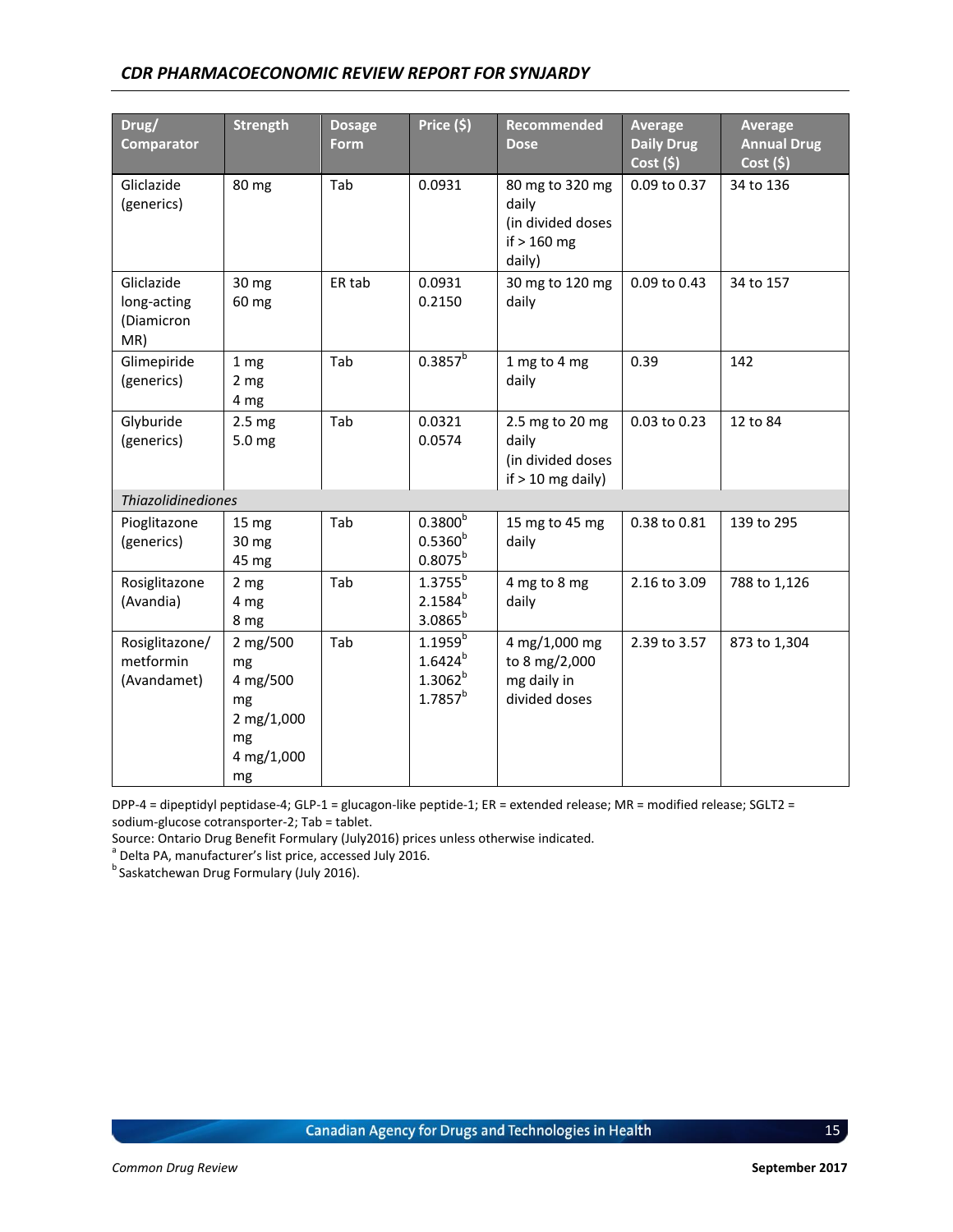| Drug/ Comparator | Strength | Dosage Form | Price ($) | Recommended Dose | Average Daily Drug Cost ($) | Average Annual Drug Cost ($) |
|---|---|---|---|---|---|---|
| Gliclazide (generics) | 80 mg | Tab | 0.0931 | 80 mg to 320 mg daily (in divided doses if > 160 mg daily) | 0.09 to 0.37 | 34 to 136 |
| Gliclazide long-acting (Diamicron MR) | 30 mg<br>60 mg | ER tab | 0.0931<br>0.2150 | 30 mg to 120 mg daily | 0.09 to 0.43 | 34 to 157 |
| Glimepiride (generics) | 1 mg<br>2 mg<br>4 mg | Tab | 0.3857[b] | 1 mg to 4 mg daily | 0.39 | 142 |
| Glyburide (generics) | 2.5 mg<br>5.0 mg | Tab | 0.0321<br>0.0574 | 2.5 mg to 20 mg daily (in divided doses if > 10 mg daily) | 0.03 to 0.23 | 12 to 84 |
| *Thiazolidinediones* | | | | | | |
| Pioglitazone (generics) | 15 mg<br>30 mg<br>45 mg | Tab | 0.3800[b]<br>0.5360[b]<br>0.8075[b] | 15 mg to 45 mg daily | 0.38 to 0.81 | 139 to 295 |
| Rosiglitazone (Avandia) | 2 mg<br>4 mg<br>8 mg | Tab | 1.3755[b]<br>2.1584[b]<br>3.0865[b] | 4 mg to 8 mg daily | 2.16 to 3.09 | 788 to 1,126 |
| Rosiglitazone/ metformin (Avandamet) | 2 mg/500 mg<br>4 mg/500 mg<br>2 mg/1,000 mg<br>4 mg/1,000 mg | Tab | 1.1959[b]<br>1.6424[b]<br>1.3062[b]<br>1.7857[b] | 4 mg/1,000 mg to 8 mg/2,000 mg daily in divided doses | 2.39 to 3.57 | 873 to 1,304 |

DPP-4 = dipeptidyl peptidase-4; GLP-1 = glucagon-like peptide-1; ER = extended release; MR = modified release; SGLT2 = sodium-glucose cotransporter-2; Tab = tablet.

Source: Ontario Drug Benefit Formulary (July2016) prices unless otherwise indicated.

[a] Delta PA, manufacturer's list price, accessed July 2016.

[b] Saskatchewan Drug Formulary (July 2016).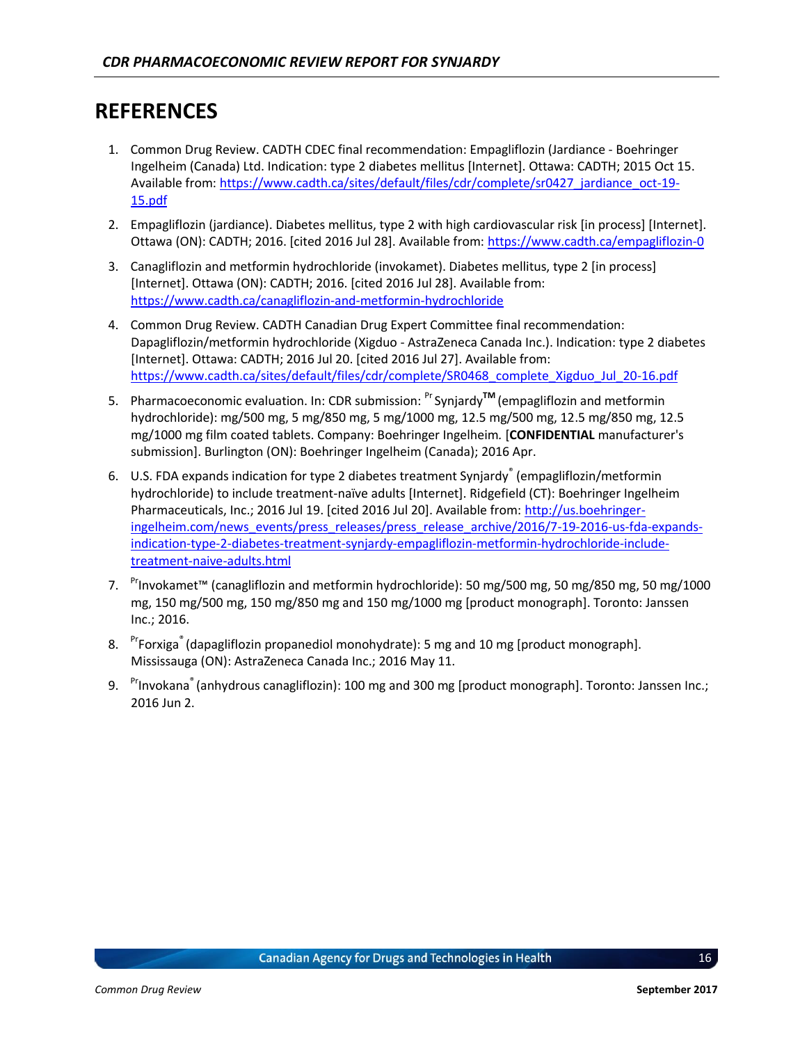# REFERENCES

1. Common Drug Review. CADTH CDEC final recommendation: Empagliflozin (Jardiance - Boehringer Ingelheim (Canada) Ltd. Indication: type 2 diabetes mellitus [Internet]. Ottawa: CADTH; 2015 Oct 15. Available from: https://www.cadth.ca/sites/default/files/cdr/complete/sr0427_jardiance_oct-19-15.pdf

2. Empagliflozin (jardiance). Diabetes mellitus, type 2 with high cardiovascular risk [in process] [Internet]. Ottawa (ON): CADTH; 2016. [cited 2016 Jul 28]. Available from: https://www.cadth.ca/empagliflozin-0

3. Canagliflozin and metformin hydrochloride (invokamet). Diabetes mellitus, type 2 [in process] [Internet]. Ottawa (ON): CADTH; 2016. [cited 2016 Jul 28]. Available from: https://www.cadth.ca/canagliflozin-and-metformin-hydrochloride

4. Common Drug Review. CADTH Canadian Drug Expert Committee final recommendation: Dapagliflozin/metformin hydrochloride (Xigduo - AstraZeneca Canada Inc.). Indication: type 2 diabetes [Internet]. Ottawa: CADTH; 2016 Jul 20. [cited 2016 Jul 27]. Available from: https://www.cadth.ca/sites/default/files/cdr/complete/SR0468_complete_Xigduo_Jul_20-16.pdf

5. Pharmacoeconomic evaluation. In: CDR submission: Pr Synjardy**™** (empagliflozin and metformin hydrochloride): mg/500 mg, 5 mg/850 mg, 5 mg/1000 mg, 12.5 mg/500 mg, 12.5 mg/850 mg, 12.5 mg/1000 mg film coated tablets. Company: Boehringer Ingelheim. [**CONFIDENTIAL** manufacturer's submission]. Burlington (ON): Boehringer Ingelheim (Canada); 2016 Apr.

6. U.S. FDA expands indication for type 2 diabetes treatment Synjardy® (empagliflozin/metformin hydrochloride) to include treatment-naïve adults [Internet]. Ridgefield (CT): Boehringer Ingelheim Pharmaceuticals, Inc.; 2016 Jul 19. [cited 2016 Jul 20]. Available from: http://us.boehringer-ingelheim.com/news_events/press_releases/press_release_archive/2016/7-19-2016-us-fda-expands-indication-type-2-diabetes-treatment-synjardy-empagliflozin-metformin-hydrochloride-include-treatment-naive-adults.html

7. PrInvokamet™ (canagliflozin and metformin hydrochloride): 50 mg/500 mg, 50 mg/850 mg, 50 mg/1000 mg, 150 mg/500 mg, 150 mg/850 mg and 150 mg/1000 mg [product monograph]. Toronto: Janssen Inc.; 2016.

8. PrForxiga® (dapagliflozin propanediol monohydrate): 5 mg and 10 mg [product monograph]. Mississauga (ON): AstraZeneca Canada Inc.; 2016 May 11.

9. PrInvokana® (anhydrous canagliflozin): 100 mg and 300 mg [product monograph]. Toronto: Janssen Inc.; 2016 Jun 2.